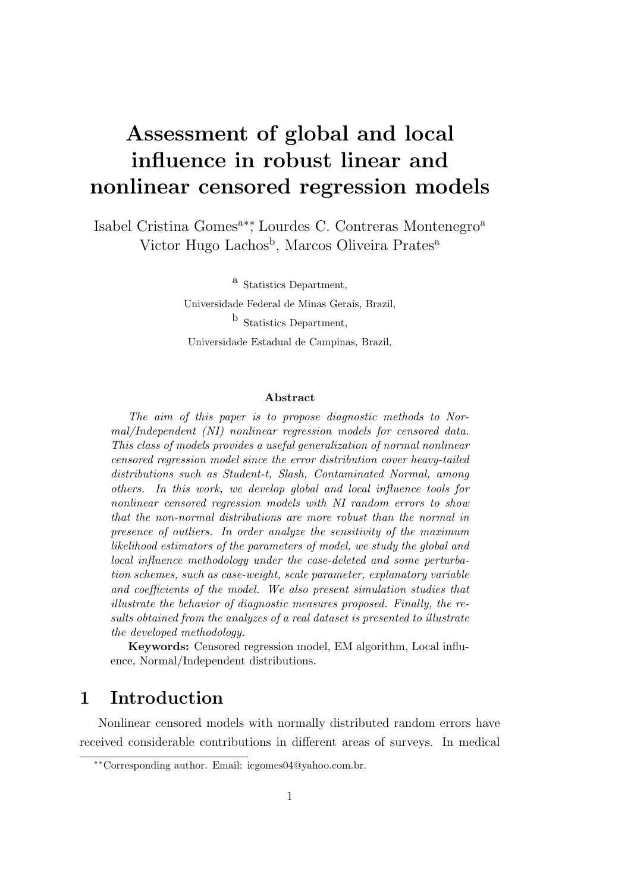# Assessment of global and local influence in robust linear and nonlinear censored regression models

Isabel Cristina Gomes[a**], Lourdes C. Contreras Montenegro[a]
Victor Hugo Lachos[b], Marcos Oliveira Prates[a]

[a] Statistics Department,
Universidade Federal de Minas Gerais, Brazil,
[b] Statistics Department,
Universidade Estadual de Campinas, Brazil,

### Abstract

*The aim of this paper is to propose diagnostic methods to Normal/Independent (NI) nonlinear regression models for censored data. This class of models provides a useful generalization of normal nonlinear censored regression model since the error distribution cover heavy-tailed distributions such as Student-t, Slash, Contaminated Normal, among others. In this work, we develop global and local influence tools for nonlinear censored regression models with NI random errors to show that the non-normal distributions are more robust than the normal in presence of outliers. In order analyze the sensitivity of the maximum likelihood estimators of the parameters of model, we study the global and local influence methodology under the case-deleted and some perturbation schemes, such as case-weight, scale parameter, explanatory variable and coefficients of the model. We also present simulation studies that illustrate the behavior of diagnostic measures proposed. Finally, the results obtained from the analyzes of a real dataset is presented to illustrate the developed methodology.*

**Keywords:** Censored regression model, EM algorithm, Local influence, Normal/Independent distributions.

## 1 Introduction

Nonlinear censored models with normally distributed random errors have received considerable contributions in different areas of surveys. In medical

[**] Corresponding author. Email: icgomes04@yahoo.com.br.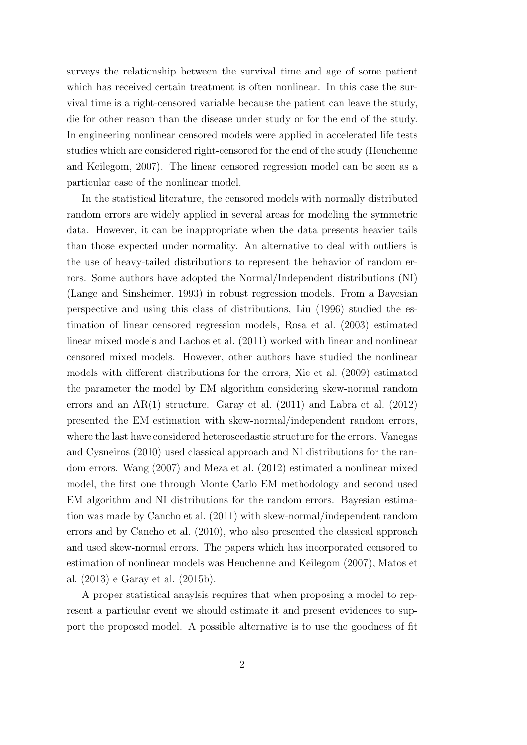surveys the relationship between the survival time and age of some patient which has received certain treatment is often nonlinear. In this case the survival time is a right-censored variable because the patient can leave the study, die for other reason than the disease under study or for the end of the study. In engineering nonlinear censored models were applied in accelerated life tests studies which are considered right-censored for the end of the study (Heuchenne and Keilegom, 2007). The linear censored regression model can be seen as a particular case of the nonlinear model.

In the statistical literature, the censored models with normally distributed random errors are widely applied in several areas for modeling the symmetric data. However, it can be inappropriate when the data presents heavier tails than those expected under normality. An alternative to deal with outliers is the use of heavy-tailed distributions to represent the behavior of random errors. Some authors have adopted the Normal/Independent distributions (NI) (Lange and Sinsheimer, 1993) in robust regression models. From a Bayesian perspective and using this class of distributions, Liu (1996) studied the estimation of linear censored regression models, Rosa et al. (2003) estimated linear mixed models and Lachos et al. (2011) worked with linear and nonlinear censored mixed models. However, other authors have studied the nonlinear models with different distributions for the errors, Xie et al. (2009) estimated the parameter the model by EM algorithm considering skew-normal random errors and an AR(1) structure. Garay et al. (2011) and Labra et al. (2012) presented the EM estimation with skew-normal/independent random errors, where the last have considered heteroscedastic structure for the errors. Vanegas and Cysneiros (2010) used classical approach and NI distributions for the random errors. Wang (2007) and Meza et al. (2012) estimated a nonlinear mixed model, the first one through Monte Carlo EM methodology and second used EM algorithm and NI distributions for the random errors. Bayesian estimation was made by Cancho et al. (2011) with skew-normal/independent random errors and by Cancho et al. (2010), who also presented the classical approach and used skew-normal errors. The papers which has incorporated censored to estimation of nonlinear models was Heuchenne and Keilegom (2007), Matos et al. (2013) e Garay et al. (2015b).

A proper statistical anaylsis requires that when proposing a model to represent a particular event we should estimate it and present evidences to support the proposed model. A possible alternative is to use the goodness of fit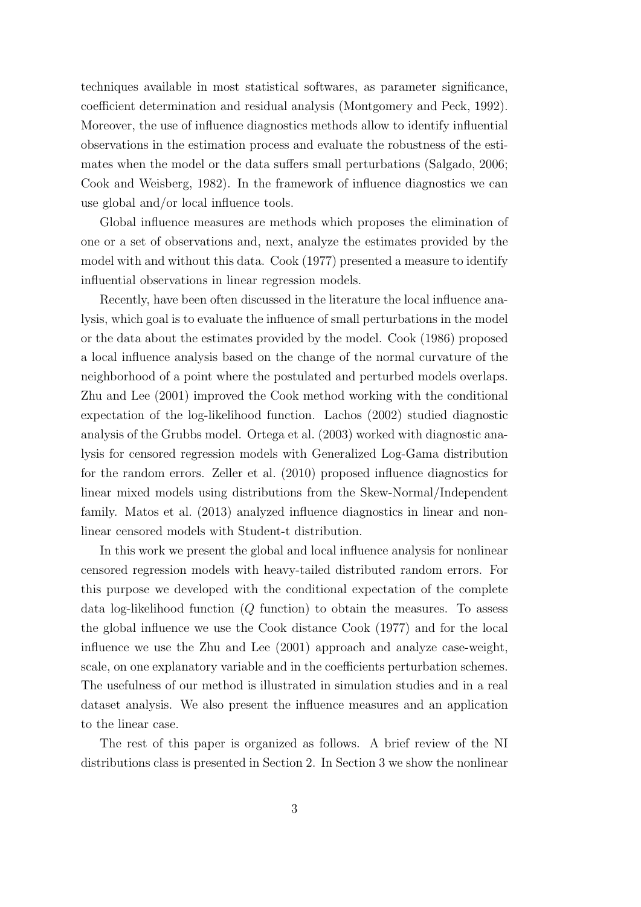techniques available in most statistical softwares, as parameter significance, coefficient determination and residual analysis (Montgomery and Peck, 1992). Moreover, the use of influence diagnostics methods allow to identify influential observations in the estimation process and evaluate the robustness of the estimates when the model or the data suffers small perturbations (Salgado, 2006; Cook and Weisberg, 1982). In the framework of influence diagnostics we can use global and/or local influence tools.

Global influence measures are methods which proposes the elimination of one or a set of observations and, next, analyze the estimates provided by the model with and without this data. Cook (1977) presented a measure to identify influential observations in linear regression models.

Recently, have been often discussed in the literature the local influence analysis, which goal is to evaluate the influence of small perturbations in the model or the data about the estimates provided by the model. Cook (1986) proposed a local influence analysis based on the change of the normal curvature of the neighborhood of a point where the postulated and perturbed models overlaps. Zhu and Lee (2001) improved the Cook method working with the conditional expectation of the log-likelihood function. Lachos (2002) studied diagnostic analysis of the Grubbs model. Ortega et al. (2003) worked with diagnostic analysis for censored regression models with Generalized Log-Gama distribution for the random errors. Zeller et al. (2010) proposed influence diagnostics for linear mixed models using distributions from the Skew-Normal/Independent family. Matos et al. (2013) analyzed influence diagnostics in linear and nonlinear censored models with Student-t distribution.

In this work we present the global and local influence analysis for nonlinear censored regression models with heavy-tailed distributed random errors. For this purpose we developed with the conditional expectation of the complete data log-likelihood function ($Q$ function) to obtain the measures. To assess the global influence we use the Cook distance Cook (1977) and for the local influence we use the Zhu and Lee (2001) approach and analyze case-weight, scale, on one explanatory variable and in the coefficients perturbation schemes. The usefulness of our method is illustrated in simulation studies and in a real dataset analysis. We also present the influence measures and an application to the linear case.

The rest of this paper is organized as follows. A brief review of the NI distributions class is presented in Section 2. In Section 3 we show the nonlinear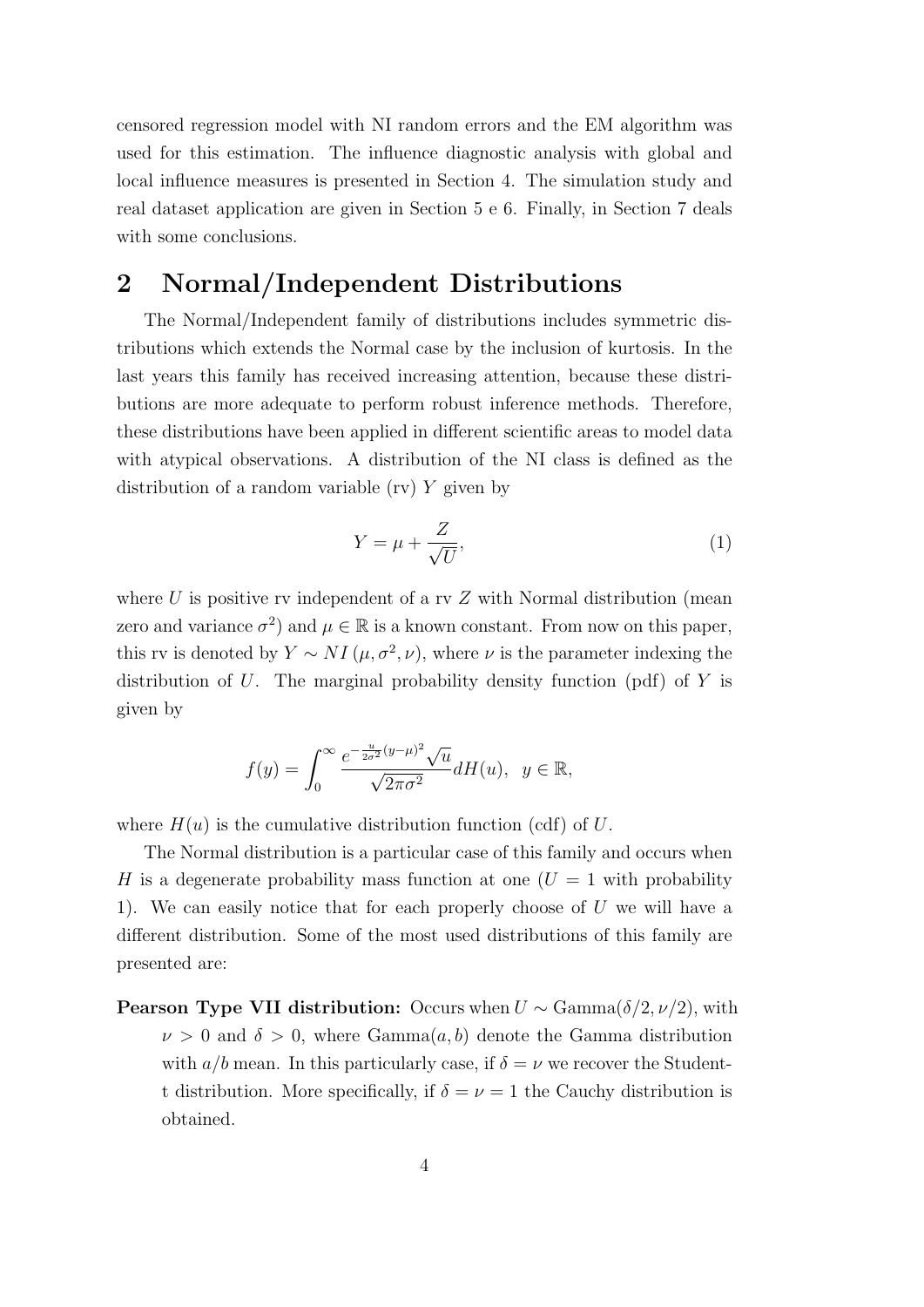censored regression model with NI random errors and the EM algorithm was used for this estimation. The influence diagnostic analysis with global and local influence measures is presented in Section 4. The simulation study and real dataset application are given in Section 5 e 6. Finally, in Section 7 deals with some conclusions.

## 2 Normal/Independent Distributions

The Normal/Independent family of distributions includes symmetric distributions which extends the Normal case by the inclusion of kurtosis. In the last years this family has received increasing attention, because these distributions are more adequate to perform robust inference methods. Therefore, these distributions have been applied in different scientific areas to model data with atypical observations. A distribution of the NI class is defined as the distribution of a random variable (rv) $Y$ given by

$$Y = \mu + \frac{Z}{\sqrt{U}}, \tag{1}$$

where $U$ is positive rv independent of a rv $Z$ with Normal distribution (mean zero and variance $\sigma^2$) and $\mu \in \mathbb{R}$ is a known constant. From now on this paper, this rv is denoted by $Y \sim NI\left(\mu, \sigma^2, \nu\right)$, where $\nu$ is the parameter indexing the distribution of $U$. The marginal probability density function (pdf) of $Y$ is given by

$$f(y) = \int_0^\infty \frac{e^{-\frac{u}{2\sigma^2}(y-\mu)^2}\sqrt{u}}{\sqrt{2\pi\sigma^2}} dH(u), \quad y \in \mathbb{R},$$

where $H(u)$ is the cumulative distribution function (cdf) of $U$.

The Normal distribution is a particular case of this family and occurs when $H$ is a degenerate probability mass function at one ($U = 1$ with probability 1). We can easily notice that for each properly choose of $U$ we will have a different distribution. Some of the most used distributions of this family are presented are:

**Pearson Type VII distribution:** Occurs when $U \sim \text{Gamma}(\delta/2, \nu/2)$, with $\nu > 0$ and $\delta > 0$, where $\text{Gamma}(a, b)$ denote the Gamma distribution with $a/b$ mean. In this particularly case, if $\delta = \nu$ we recover the Student-t distribution. More specifically, if $\delta = \nu = 1$ the Cauchy distribution is obtained.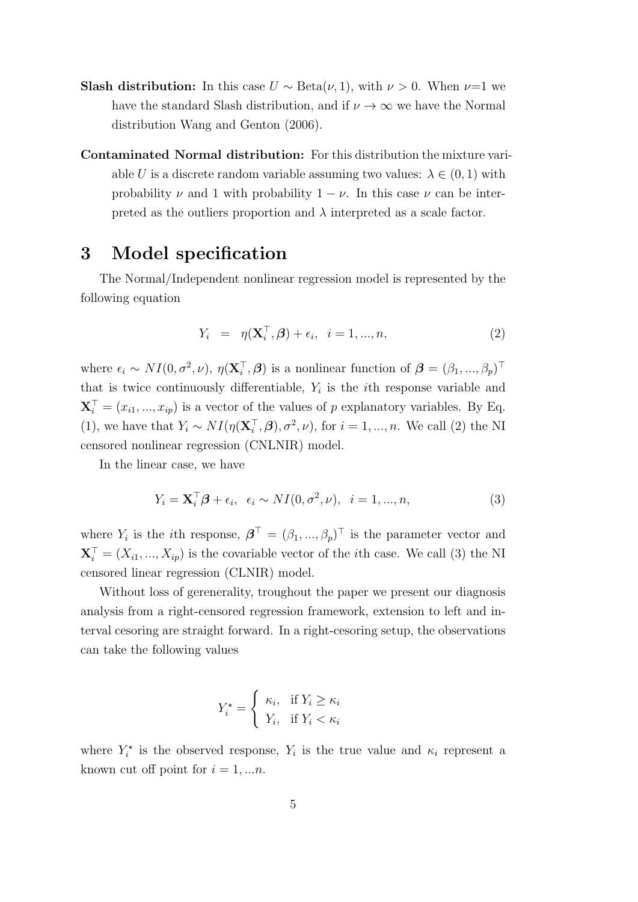**Slash distribution:** In this case $U \sim \text{Beta}(\nu, 1)$, with $\nu > 0$. When $\nu$=1 we have the standard Slash distribution, and if $\nu \to \infty$ we have the Normal distribution Wang and Genton (2006).

**Contaminated Normal distribution:** For this distribution the mixture variable $U$ is a discrete random variable assuming two values: $\lambda \in (0, 1)$ with probability $\nu$ and 1 with probability $1 - \nu$. In this case $\nu$ can be interpreted as the outliers proportion and $\lambda$ interpreted as a scale factor.

# 3 Model specification

The Normal/Independent nonlinear regression model is represented by the following equation

$$Y_i \;\; = \;\; \eta(\mathbf{X}_i^\top, \boldsymbol{\beta}) + \epsilon_i, \;\; i = 1, ..., n, \tag{2}$$

where $\epsilon_i \sim NI(0, \sigma^2, \nu)$, $\eta(\mathbf{X}_i^\top, \boldsymbol{\beta})$ is a nonlinear function of $\boldsymbol{\beta} = (\beta_1, ..., \beta_p)^\top$ that is twice continuously differentiable, $Y_i$ is the $i$th response variable and $\mathbf{X}_i^\top = (x_{i1}, ..., x_{ip})$ is a vector of the values of $p$ explanatory variables. By Eq. (1), we have that $Y_i \sim NI(\eta(\mathbf{X}_i^\top, \boldsymbol{\beta}), \sigma^2, \nu)$, for $i = 1, ..., n$. We call (2) the NI censored nonlinear regression (CNLNIR) model.

In the linear case, we have

$$Y_i = \mathbf{X}_i^\top \boldsymbol{\beta} + \epsilon_i, \;\; \epsilon_i \sim NI(0, \sigma^2, \nu), \;\; i = 1, ..., n, \tag{3}$$

where $Y_i$ is the $i$th response, $\boldsymbol{\beta}^\top = (\beta_1, ..., \beta_p)^\top$ is the parameter vector and $\mathbf{X}_i^\top = (X_{i1}, ..., X_{ip})$ is the covariable vector of the $i$th case. We call (3) the NI censored linear regression (CLNIR) model.

Without loss of gerenerality, troughout the paper we present our diagnosis analysis from a right-censored regression framework, extension to left and interval cesoring are straight forward. In a right-cesoring setup, the observations can take the following values

$$Y_i^\star = \begin{cases} \kappa_i, & \text{if } Y_i \geq \kappa_i \\ Y_i, & \text{if } Y_i < \kappa_i \end{cases}$$

where $Y_i^\star$ is the observed response, $Y_i$ is the true value and $\kappa_i$ represent a known cut off point for $i = 1, ...n$.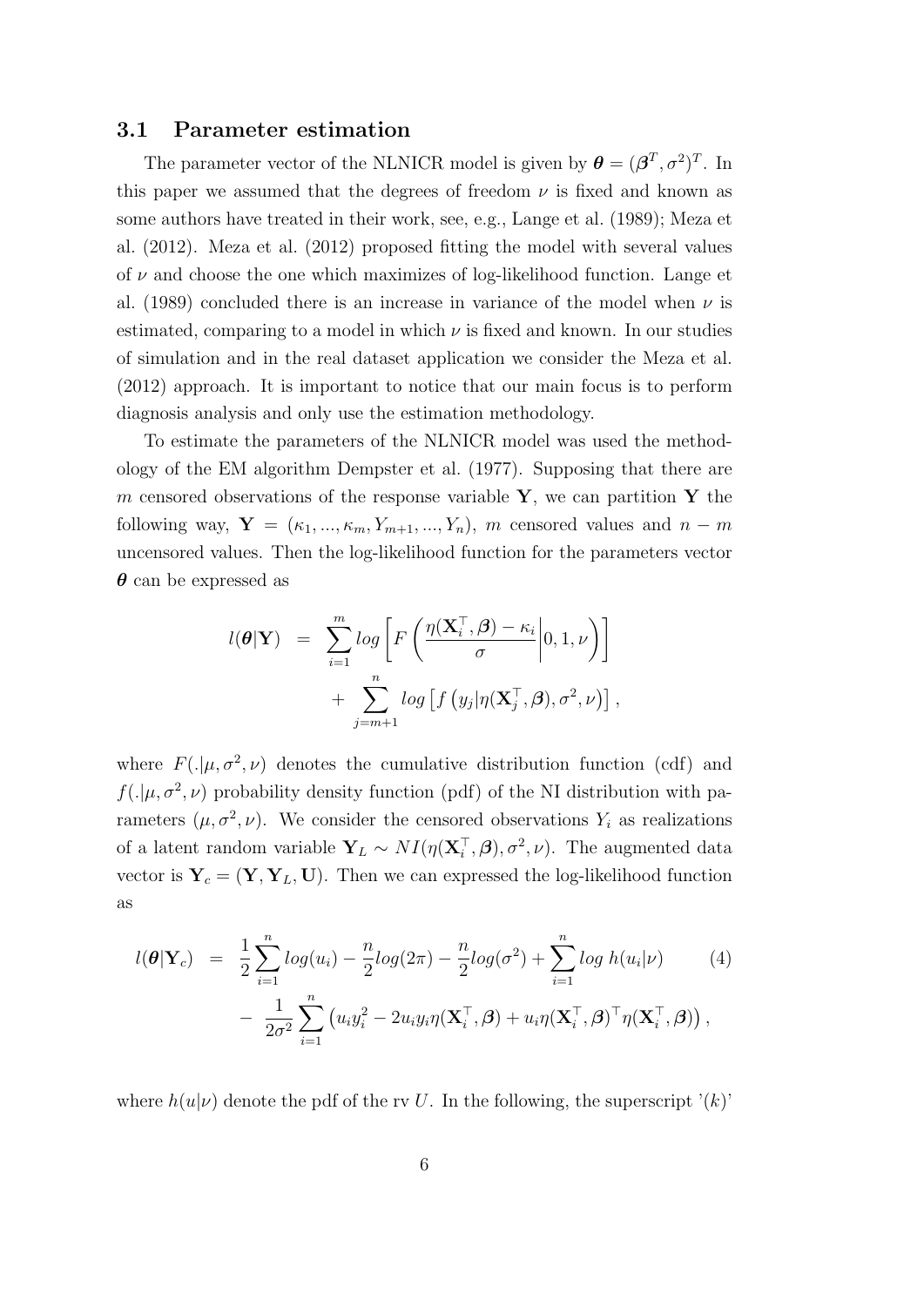### 3.1 Parameter estimation

The parameter vector of the NLNICR model is given by $\boldsymbol{\theta} = (\boldsymbol{\beta}^T, \sigma^2)^T$. In this paper we assumed that the degrees of freedom $\nu$ is fixed and known as some authors have treated in their work, see, e.g., Lange et al. (1989); Meza et al. (2012). Meza et al. (2012) proposed fitting the model with several values of $\nu$ and choose the one which maximizes of log-likelihood function. Lange et al. (1989) concluded there is an increase in variance of the model when $\nu$ is estimated, comparing to a model in which $\nu$ is fixed and known. In our studies of simulation and in the real dataset application we consider the Meza et al. (2012) approach. It is important to notice that our main focus is to perform diagnosis analysis and only use the estimation methodology.

To estimate the parameters of the NLNICR model was used the methodology of the EM algorithm Dempster et al. (1977). Supposing that there are $m$ censored observations of the response variable $\mathbf{Y}$, we can partition $\mathbf{Y}$ the following way, $\mathbf{Y} = (\kappa_1, ..., \kappa_m, Y_{m+1}, ..., Y_n)$, $m$ censored values and $n-m$ uncensored values. Then the log-likelihood function for the parameters vector $\boldsymbol{\theta}$ can be expressed as

$$
\begin{aligned}
l(\boldsymbol{\theta}|\mathbf{Y}) &= \sum_{i=1}^{m} log \left[ F\left( \frac{\eta(\mathbf{X}_i^\top, \boldsymbol{\beta}) - \kappa_i}{\sigma} \middle| 0, 1, \nu \right) \right] \\
&\quad + \sum_{j=m+1}^{n} log \left[ f\left( y_j | \eta(\mathbf{X}_j^\top, \boldsymbol{\beta}), \sigma^2, \nu \right) \right],
\end{aligned}
$$

where $F(.|\mu, \sigma^2, \nu)$ denotes the cumulative distribution function (cdf) and $f(.|\mu, \sigma^2, \nu)$ probability density function (pdf) of the NI distribution with parameters $(\mu, \sigma^2, \nu)$. We consider the censored observations $Y_i$ as realizations of a latent random variable $\mathbf{Y}_L \sim NI(\eta(\mathbf{X}_i^\top, \boldsymbol{\beta}), \sigma^2, \nu)$. The augmented data vector is $\mathbf{Y}_c = (\mathbf{Y}, \mathbf{Y}_L, \mathbf{U})$. Then we can expressed the log-likelihood function as

$$
\begin{aligned}
l(\boldsymbol{\theta}|\mathbf{Y}_c) &= \frac{1}{2} \sum_{i=1}^{n} log(u_i) - \frac{n}{2} log(2\pi) - \frac{n}{2} log(\sigma^2) + \sum_{i=1}^{n} log\ h(u_i|\nu) \\
&\quad - \frac{1}{2\sigma^2} \sum_{i=1}^{n} \left( u_i y_i^2 - 2 u_i y_i \eta(\mathbf{X}_i^\top, \boldsymbol{\beta}) + u_i \eta(\mathbf{X}_i^\top, \boldsymbol{\beta})^\top \eta(\mathbf{X}_i^\top, \boldsymbol{\beta}) \right),
\end{aligned} \tag{4}
$$

where $h(u|\nu)$ denote the pdf of the rv $U$. In the following, the superscript '$(k)$'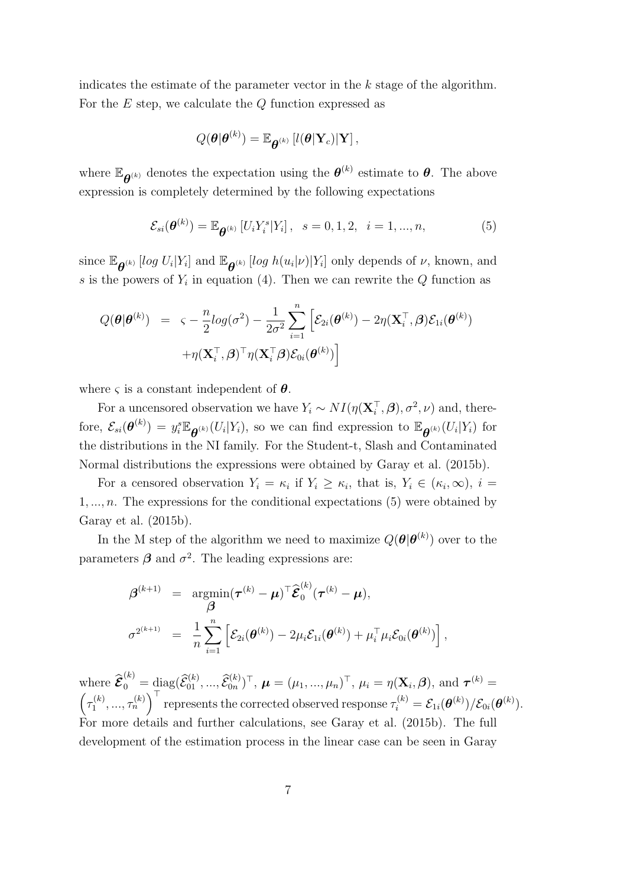indicates the estimate of the parameter vector in the $k$ stage of the algorithm. For the $E$ step, we calculate the $Q$ function expressed as

$$Q(\boldsymbol{\theta}|\boldsymbol{\theta}^{(k)}) = \mathbb{E}_{\boldsymbol{\theta}^{(k)}}\left[l(\boldsymbol{\theta}|\mathbf{Y}_c)|\mathbf{Y}\right],$$

where $\mathbb{E}_{\boldsymbol{\theta}^{(k)}}$ denotes the expectation using the $\boldsymbol{\theta}^{(k)}$ estimate to $\boldsymbol{\theta}$. The above expression is completely determined by the following expectations

$$\mathcal{E}_{si}(\boldsymbol{\theta}^{(k)}) = \mathbb{E}_{\boldsymbol{\theta}^{(k)}}\left[U_i Y_i^s|Y_i\right], \quad s = 0, 1, 2, \quad i = 1, ..., n, \tag{5}$$

since $\mathbb{E}_{\boldsymbol{\theta}^{(k)}}\left[log\ U_i|Y_i\right]$ and $\mathbb{E}_{\boldsymbol{\theta}^{(k)}}\left[log\ h(u_i|\nu)|Y_i\right]$ only depends of $\nu$, known, and $s$ is the powers of $Y_i$ in equation (4). Then we can rewrite the $Q$ function as

$$\begin{aligned} Q(\boldsymbol{\theta}|\boldsymbol{\theta}^{(k)}) &= \varsigma - \frac{n}{2}log(\sigma^2) - \frac{1}{2\sigma^2}\sum_{i=1}^{n}\Big[\mathcal{E}_{2i}(\boldsymbol{\theta}^{(k)}) - 2\eta(\mathbf{X}_i^\top, \boldsymbol{\beta})\mathcal{E}_{1i}(\boldsymbol{\theta}^{(k)}) \\ &\quad + \eta(\mathbf{X}_i^\top, \boldsymbol{\beta})^\top \eta(\mathbf{X}_i^\top \boldsymbol{\beta})\mathcal{E}_{0i}(\boldsymbol{\theta}^{(k)})\Big] \end{aligned}$$

where $\varsigma$ is a constant independent of $\boldsymbol{\theta}$.

For a uncensored observation we have $Y_i \sim NI(\eta(\mathbf{X}_i^\top, \boldsymbol{\beta}), \sigma^2, \nu)$ and, therefore, $\mathcal{E}_{si}(\boldsymbol{\theta}^{(k)}) = y_i^s \mathbb{E}_{\boldsymbol{\theta}^{(k)}}(U_i|Y_i)$, so we can find expression to $\mathbb{E}_{\boldsymbol{\theta}^{(k)}}(U_i|Y_i)$ for the distributions in the NI family. For the Student-t, Slash and Contaminated Normal distributions the expressions were obtained by Garay et al. (2015b).

For a censored observation $Y_i = \kappa_i$ if $Y_i \geq \kappa_i$, that is, $Y_i \in (\kappa_i, \infty)$, $i = 1, ..., n$. The expressions for the conditional expectations (5) were obtained by Garay et al. (2015b).

In the M step of the algorithm we need to maximize $Q(\boldsymbol{\theta}|\boldsymbol{\theta}^{(k)})$ over to the parameters $\boldsymbol{\beta}$ and $\sigma^2$. The leading expressions are:

$$\begin{aligned} \boldsymbol{\beta}^{(k+1)} &= \underset{\boldsymbol{\beta}}{\text{argmin}}(\boldsymbol{\tau}^{(k)} - \boldsymbol{\mu})^\top \widehat{\boldsymbol{\mathcal{E}}}_0^{(k)}(\boldsymbol{\tau}^{(k)} - \boldsymbol{\mu}), \\ \sigma^{2^{(k+1)}} &= \frac{1}{n}\sum_{i=1}^{n}\left[\mathcal{E}_{2i}(\boldsymbol{\theta}^{(k)}) - 2\mu_i\mathcal{E}_{1i}(\boldsymbol{\theta}^{(k)}) + \mu_i^\top \mu_i \mathcal{E}_{0i}(\boldsymbol{\theta}^{(k)})\right], \end{aligned}$$

where $\widehat{\boldsymbol{\mathcal{E}}}_0^{(k)} = \text{diag}(\widehat{\mathcal{E}}_{01}^{(k)}, ..., \widehat{\mathcal{E}}_{0n}^{(k)})^\top$, $\boldsymbol{\mu} = (\mu_1, ..., \mu_n)^\top$, $\mu_i = \eta(\mathbf{X}_i, \boldsymbol{\beta})$, and $\boldsymbol{\tau}^{(k)} = \left(\tau_1^{(k)}, ..., \tau_n^{(k)}\right)^\top$ represents the corrected observed response $\tau_i^{(k)} = \mathcal{E}_{1i}(\boldsymbol{\theta}^{(k)})/\mathcal{E}_{0i}(\boldsymbol{\theta}^{(k)})$. For more details and further calculations, see Garay et al. (2015b). The full development of the estimation process in the linear case can be seen in Garay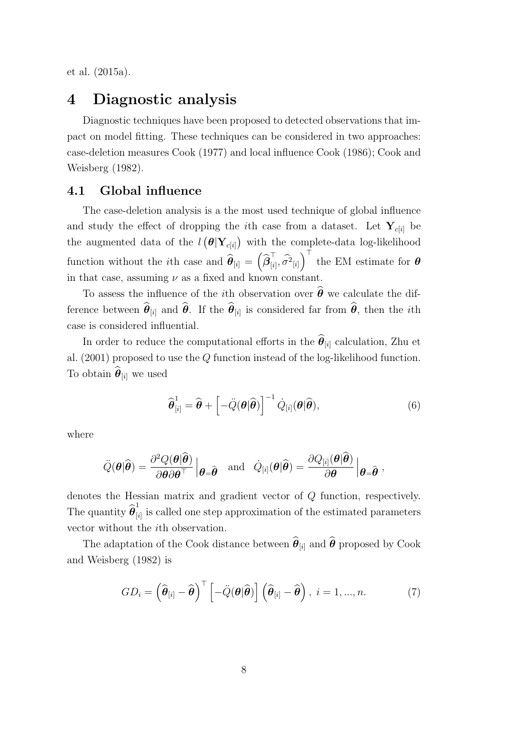et al. (2015a).

# 4 Diagnostic analysis

Diagnostic techniques have been proposed to detected observations that impact on model fitting. These techniques can be considered in two approaches: case-deletion measures Cook (1977) and local influence Cook (1986); Cook and Weisberg (1982).

## 4.1 Global influence

The case-deletion analysis is a the most used technique of global influence and study the effect of dropping the $i$th case from a dataset. Let $\mathbf{Y}_{c[i]}$ be the augmented data of the $l\left(\boldsymbol{\theta}|\mathbf{Y}_{c[i]}\right)$ with the complete-data log-likelihood function without the $i$th case and $\widehat{\boldsymbol{\theta}}_{[i]} = \left(\widehat{\boldsymbol{\beta}}_{[i]}^{\top}, \widehat{\sigma^2}_{[i]}\right)^{\top}$ the EM estimate for $\boldsymbol{\theta}$ in that case, assuming $\nu$ as a fixed and known constant.

To assess the influence of the $i$th observation over $\widehat{\boldsymbol{\theta}}$ we calculate the difference between $\widehat{\boldsymbol{\theta}}_{[i]}$ and $\widehat{\boldsymbol{\theta}}$. If the $\widehat{\boldsymbol{\theta}}_{[i]}$ is considered far from $\widehat{\boldsymbol{\theta}}$, then the $i$th case is considered influential.

In order to reduce the computational efforts in the $\widehat{\boldsymbol{\theta}}_{[i]}$ calculation, Zhu et al. (2001) proposed to use the $Q$ function instead of the log-likelihood function. To obtain $\widehat{\boldsymbol{\theta}}_{[i]}$ we used

$$\widehat{\boldsymbol{\theta}}_{[i]}^{1} = \widehat{\boldsymbol{\theta}} + \left[-\ddot{Q}(\boldsymbol{\theta}|\widehat{\boldsymbol{\theta}})\right]^{-1} \dot{Q}_{[i]}(\boldsymbol{\theta}|\widehat{\boldsymbol{\theta}}), \tag{6}$$

where

$$\ddot{Q}(\boldsymbol{\theta}|\widehat{\boldsymbol{\theta}}) = \frac{\partial^2 Q(\boldsymbol{\theta}|\widehat{\boldsymbol{\theta}})}{\partial\boldsymbol{\theta}\partial\boldsymbol{\theta}^{\top}}\Big|_{\boldsymbol{\theta}=\widehat{\boldsymbol{\theta}}} \quad \text{and} \quad \dot{Q}_{[i]}(\boldsymbol{\theta}|\widehat{\boldsymbol{\theta}}) = \frac{\partial Q_{[i]}(\boldsymbol{\theta}|\widehat{\boldsymbol{\theta}})}{\partial\boldsymbol{\theta}}\Big|_{\boldsymbol{\theta}=\widehat{\boldsymbol{\theta}}},$$

denotes the Hessian matrix and gradient vector of $Q$ function, respectively. The quantity $\widehat{\boldsymbol{\theta}}_{[i]}^{1}$ is called one step approximation of the estimated parameters vector without the $i$th observation.

The adaptation of the Cook distance between $\widehat{\boldsymbol{\theta}}_{[i]}$ and $\widehat{\boldsymbol{\theta}}$ proposed by Cook and Weisberg (1982) is

$$GD_i = \left(\widehat{\boldsymbol{\theta}}_{[i]} - \widehat{\boldsymbol{\theta}}\right)^{\top}\left[-\ddot{Q}(\boldsymbol{\theta}|\widehat{\boldsymbol{\theta}})\right]\left(\widehat{\boldsymbol{\theta}}_{[i]} - \widehat{\boldsymbol{\theta}}\right), \ i = 1, ..., n. \tag{7}$$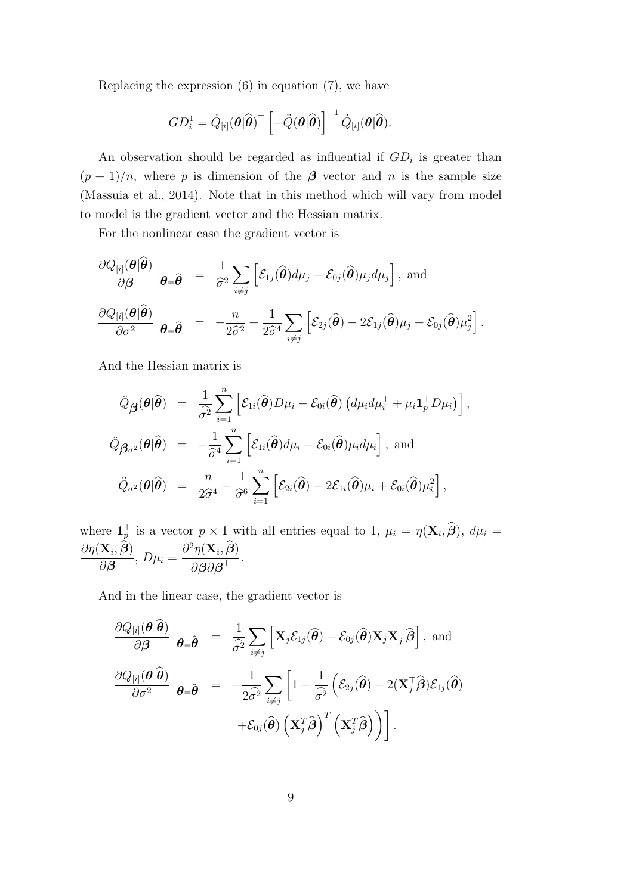Replacing the expression (6) in equation (7), we have

$$GD_i^1 = \dot{Q}_{[i]}(\boldsymbol{\theta}|\widehat{\boldsymbol{\theta}})^\top \left[-\ddot{Q}(\boldsymbol{\theta}|\widehat{\boldsymbol{\theta}})\right]^{-1} \dot{Q}_{[i]}(\boldsymbol{\theta}|\widehat{\boldsymbol{\theta}}).$$

An observation should be regarded as influential if $GD_i$ is greater than $(p+1)/n$, where $p$ is dimension of the $\boldsymbol{\beta}$ vector and $n$ is the sample size (Massuia et al., 2014). Note that in this method which will vary from model to model is the gradient vector and the Hessian matrix.

For the nonlinear case the gradient vector is

$$\begin{aligned}
\frac{\partial Q_{[i]}(\boldsymbol{\theta}|\widehat{\boldsymbol{\theta}})}{\partial \boldsymbol{\beta}}\Big|_{\boldsymbol{\theta}=\widehat{\boldsymbol{\theta}}} &= \frac{1}{\widehat{\sigma}^2}\sum_{i\neq j}\left[\mathcal{E}_{1j}(\widehat{\boldsymbol{\theta}})d\mu_j - \mathcal{E}_{0j}(\widehat{\boldsymbol{\theta}})\mu_j d\mu_j\right], \text{ and} \\
\frac{\partial Q_{[i]}(\boldsymbol{\theta}|\widehat{\boldsymbol{\theta}})}{\partial \sigma^2}\Big|_{\boldsymbol{\theta}=\widehat{\boldsymbol{\theta}}} &= -\frac{n}{2\widehat{\sigma}^2} + \frac{1}{2\widehat{\sigma}^4}\sum_{i\neq j}\left[\mathcal{E}_{2j}(\widehat{\boldsymbol{\theta}}) - 2\mathcal{E}_{1j}(\widehat{\boldsymbol{\theta}})\mu_j + \mathcal{E}_{0j}(\widehat{\boldsymbol{\theta}})\mu_j^2\right].
\end{aligned}$$

And the Hessian matrix is

$$\begin{aligned}
\ddot{Q}_{\boldsymbol{\beta}}(\boldsymbol{\theta}|\widehat{\boldsymbol{\theta}}) &= \frac{1}{\widehat{\sigma}^2}\sum_{i=1}^{n}\left[\mathcal{E}_{1i}(\widehat{\boldsymbol{\theta}})D\mu_i - \mathcal{E}_{0i}(\widehat{\boldsymbol{\theta}})\left(d\mu_i d\mu_i^\top + \mu_i \mathbf{1}_p^\top D\mu_i\right)\right], \\
\ddot{Q}_{\boldsymbol{\beta}\sigma^2}(\boldsymbol{\theta}|\widehat{\boldsymbol{\theta}}) &= -\frac{1}{\widehat{\sigma}^4}\sum_{i=1}^{n}\left[\mathcal{E}_{1i}(\widehat{\boldsymbol{\theta}})d\mu_i - \mathcal{E}_{0i}(\widehat{\boldsymbol{\theta}})\mu_i d\mu_i\right], \text{ and} \\
\ddot{Q}_{\sigma^2}(\boldsymbol{\theta}|\widehat{\boldsymbol{\theta}}) &= \frac{n}{2\widehat{\sigma}^4} - \frac{1}{\widehat{\sigma}^6}\sum_{i=1}^{n}\left[\mathcal{E}_{2i}(\widehat{\boldsymbol{\theta}}) - 2\mathcal{E}_{1i}(\widehat{\boldsymbol{\theta}})\mu_i + \mathcal{E}_{0i}(\widehat{\boldsymbol{\theta}})\mu_i^2\right],
\end{aligned}$$

where $\mathbf{1}_p^\top$ is a vector $p\times 1$ with all entries equal to 1, $\mu_i = \eta(\mathbf{X}_i, \widehat{\boldsymbol{\beta}})$, $d\mu_i = \dfrac{\partial \eta(\mathbf{X}_i, \widehat{\boldsymbol{\beta}})}{\partial \boldsymbol{\beta}}$, $D\mu_i = \dfrac{\partial^2 \eta(\mathbf{X}_i, \widehat{\boldsymbol{\beta}})}{\partial \boldsymbol{\beta}\partial \boldsymbol{\beta}^\top}$.

And in the linear case, the gradient vector is

$$\begin{aligned}
\frac{\partial Q_{[i]}(\boldsymbol{\theta}|\widehat{\boldsymbol{\theta}})}{\partial \boldsymbol{\beta}}\Big|_{\boldsymbol{\theta}=\widehat{\boldsymbol{\theta}}} &= \frac{1}{\widehat{\sigma}^2}\sum_{i\neq j}\left[\mathbf{X}_j\mathcal{E}_{1j}(\widehat{\boldsymbol{\theta}}) - \mathcal{E}_{0j}(\widehat{\boldsymbol{\theta}})\mathbf{X}_j\mathbf{X}_j^\top\widehat{\boldsymbol{\beta}}\right], \text{ and} \\
\frac{\partial Q_{[i]}(\boldsymbol{\theta}|\widehat{\boldsymbol{\theta}})}{\partial \sigma^2}\Big|_{\boldsymbol{\theta}=\widehat{\boldsymbol{\theta}}} &= -\frac{1}{2\widehat{\sigma}^2}\sum_{i\neq j}\Bigg[1 - \frac{1}{\widehat{\sigma}^2}\Big(\mathcal{E}_{2j}(\widehat{\boldsymbol{\theta}}) - 2(\mathbf{X}_j^\top\widehat{\boldsymbol{\beta}})\mathcal{E}_{1j}(\widehat{\boldsymbol{\theta}}) \\
&\quad + \mathcal{E}_{0j}(\widehat{\boldsymbol{\theta}})\left(\mathbf{X}_j^T\widehat{\boldsymbol{\beta}}\right)^T\left(\mathbf{X}_j^T\widehat{\boldsymbol{\beta}}\right)\Big)\Bigg].
\end{aligned}$$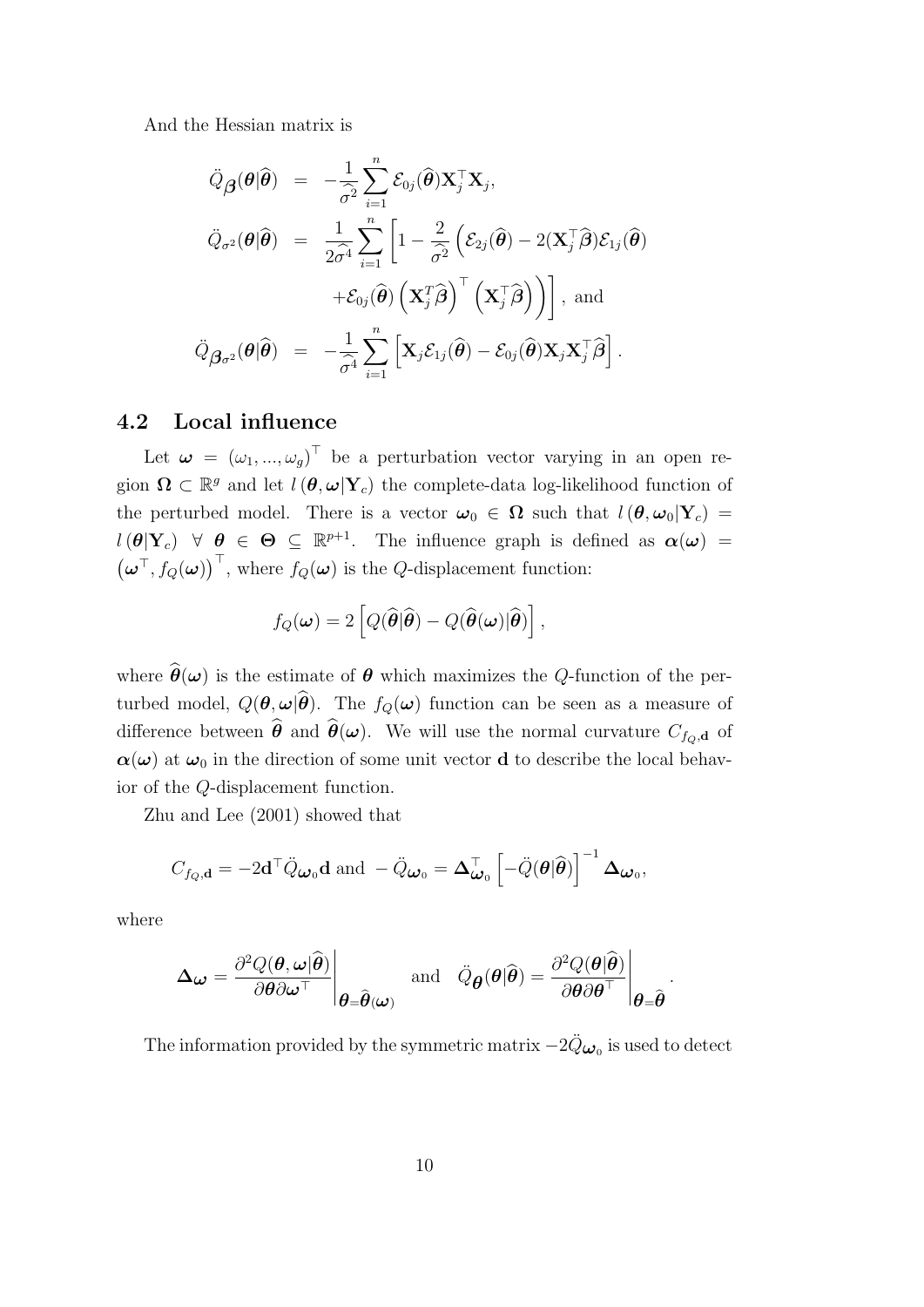And the Hessian matrix is

$$
\begin{aligned}
\ddot{Q}_{\boldsymbol{\beta}}(\boldsymbol{\theta}|\widehat{\boldsymbol{\theta}}) &= -\frac{1}{\widehat{\sigma}^2}\sum_{i=1}^{n}\mathcal{E}_{0j}(\widehat{\boldsymbol{\theta}})\mathbf{X}_j^{\top}\mathbf{X}_j, \\
\ddot{Q}_{\sigma^2}(\boldsymbol{\theta}|\widehat{\boldsymbol{\theta}}) &= \frac{1}{2\widehat{\sigma}^4}\sum_{i=1}^{n}\left[1 - \frac{2}{\widehat{\sigma}^2}\left(\mathcal{E}_{2j}(\widehat{\boldsymbol{\theta}}) - 2(\mathbf{X}_j^{\top}\widehat{\boldsymbol{\beta}})\mathcal{E}_{1j}(\widehat{\boldsymbol{\theta}}) \right.\right. \\
&\qquad \left.\left. +\mathcal{E}_{0j}(\widehat{\boldsymbol{\theta}})\left(\mathbf{X}_j^{T}\widehat{\boldsymbol{\beta}}\right)^{\top}\left(\mathbf{X}_j^{\top}\widehat{\boldsymbol{\beta}}\right)\right)\right], \text{ and} \\
\ddot{Q}_{\boldsymbol{\beta}\sigma^2}(\boldsymbol{\theta}|\widehat{\boldsymbol{\theta}}) &= -\frac{1}{\widehat{\sigma}^4}\sum_{i=1}^{n}\left[\mathbf{X}_j\mathcal{E}_{1j}(\widehat{\boldsymbol{\theta}}) - \mathcal{E}_{0j}(\widehat{\boldsymbol{\theta}})\mathbf{X}_j\mathbf{X}_j^{\top}\widehat{\boldsymbol{\beta}}\right].
\end{aligned}
$$

### 4.2 Local influence

Let $\boldsymbol{\omega} = (\omega_1, ..., \omega_g)^{\top}$ be a perturbation vector varying in an open region $\boldsymbol{\Omega} \subset \mathbb{R}^g$ and let $l(\boldsymbol{\theta}, \boldsymbol{\omega}|\mathbf{Y}_c)$ the complete-data log-likelihood function of the perturbed model. There is a vector $\boldsymbol{\omega}_0 \in \boldsymbol{\Omega}$ such that $l(\boldsymbol{\theta}, \boldsymbol{\omega}_0|\mathbf{Y}_c) = l(\boldsymbol{\theta}|\mathbf{Y}_c) \;\; \forall \;\; \boldsymbol{\theta} \in \boldsymbol{\Theta} \subseteq \mathbb{R}^{p+1}$. The influence graph is defined as $\boldsymbol{\alpha}(\boldsymbol{\omega}) = \left(\boldsymbol{\omega}^{\top}, f_Q(\boldsymbol{\omega})\right)^{\top}$, where $f_Q(\boldsymbol{\omega})$ is the $Q$-displacement function:

$$
f_Q(\boldsymbol{\omega}) = 2\left[Q(\widehat{\boldsymbol{\theta}}|\widehat{\boldsymbol{\theta}}) - Q(\widehat{\boldsymbol{\theta}}(\boldsymbol{\omega})|\widehat{\boldsymbol{\theta}})\right],
$$

where $\widehat{\boldsymbol{\theta}}(\boldsymbol{\omega})$ is the estimate of $\boldsymbol{\theta}$ which maximizes the $Q$-function of the perturbed model, $Q(\boldsymbol{\theta}, \boldsymbol{\omega}|\widehat{\boldsymbol{\theta}})$. The $f_Q(\boldsymbol{\omega})$ function can be seen as a measure of difference between $\widehat{\boldsymbol{\theta}}$ and $\widehat{\boldsymbol{\theta}}(\boldsymbol{\omega})$. We will use the normal curvature $C_{f_Q,\mathbf{d}}$ of $\boldsymbol{\alpha}(\boldsymbol{\omega})$ at $\boldsymbol{\omega}_0$ in the direction of some unit vector $\mathbf{d}$ to describe the local behavior of the $Q$-displacement function.

Zhu and Lee (2001) showed that

$$
C_{f_Q,\mathbf{d}} = -2\mathbf{d}^{\top}\ddot{Q}_{\boldsymbol{\omega}_0}\mathbf{d} \text{ and } -\ddot{Q}_{\boldsymbol{\omega}_0} = \boldsymbol{\Delta}_{\boldsymbol{\omega}_0}^{\top}\left[-\ddot{Q}(\boldsymbol{\theta}|\widehat{\boldsymbol{\theta}})\right]^{-1}\boldsymbol{\Delta}_{\boldsymbol{\omega}_0},
$$

where

$$
\boldsymbol{\Delta}_{\boldsymbol{\omega}} = \left.\frac{\partial^2 Q(\boldsymbol{\theta}, \boldsymbol{\omega}|\widehat{\boldsymbol{\theta}})}{\partial\boldsymbol{\theta}\partial\boldsymbol{\omega}^{\top}}\right|_{\boldsymbol{\theta}=\widehat{\boldsymbol{\theta}}(\boldsymbol{\omega})} \quad \text{and} \quad \ddot{Q}_{\boldsymbol{\theta}}(\boldsymbol{\theta}|\widehat{\boldsymbol{\theta}}) = \left.\frac{\partial^2 Q(\boldsymbol{\theta}|\widehat{\boldsymbol{\theta}})}{\partial\boldsymbol{\theta}\partial\boldsymbol{\theta}^{\top}}\right|_{\boldsymbol{\theta}=\widehat{\boldsymbol{\theta}}}.
$$

The information provided by the symmetric matrix $-2\ddot{Q}_{\boldsymbol{\omega}_0}$ is used to detect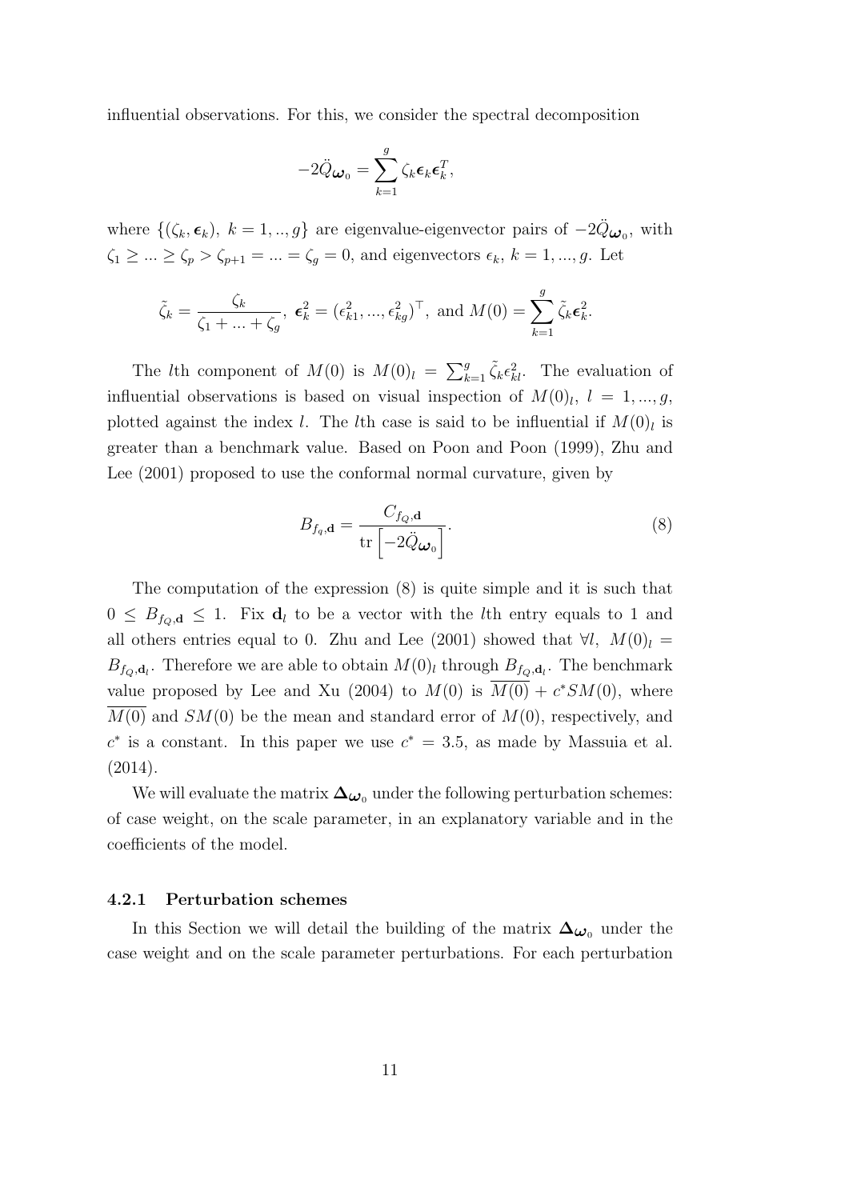influential observations. For this, we consider the spectral decomposition

$$-2\ddot{Q}_{\boldsymbol{\omega}_0} = \sum_{k=1}^{g} \zeta_k \boldsymbol{\epsilon}_k \boldsymbol{\epsilon}_k^T,$$

where $\{(\zeta_k, \boldsymbol{\epsilon}_k),\ k = 1, .., g\}$ are eigenvalue-eigenvector pairs of $-2\ddot{Q}_{\boldsymbol{\omega}_0}$, with $\zeta_1 \geq ... \geq \zeta_p > \zeta_{p+1} = ... = \zeta_g = 0$, and eigenvectors $\epsilon_k$, $k = 1, ..., g$. Let

$$\tilde{\zeta}_k = \frac{\zeta_k}{\zeta_1 + ... + \zeta_g},\ \boldsymbol{\epsilon}_k^2 = (\epsilon_{k1}^2, ..., \epsilon_{kg}^2)^\top,\ \text{and}\ M(0) = \sum_{k=1}^{g} \tilde{\zeta}_k \boldsymbol{\epsilon}_k^2.$$

The $l$th component of $M(0)$ is $M(0)_l = \sum_{k=1}^{g} \tilde{\zeta}_k \epsilon_{kl}^2$. The evaluation of influential observations is based on visual inspection of $M(0)_l$, $l = 1, ..., g$, plotted against the index $l$. The $l$th case is said to be influential if $M(0)_l$ is greater than a benchmark value. Based on Poon and Poon (1999), Zhu and Lee (2001) proposed to use the conformal normal curvature, given by

$$B_{f_q, \mathbf{d}} = \frac{C_{f_Q, \mathbf{d}}}{\operatorname{tr}\left[-2\ddot{Q}_{\boldsymbol{\omega}_0}\right]}. \tag{8}$$

The computation of the expression (8) is quite simple and it is such that $0 \leq B_{f_Q, \mathbf{d}} \leq 1$. Fix $\mathbf{d}_l$ to be a vector with the $l$th entry equals to 1 and all others entries equal to 0. Zhu and Lee (2001) showed that $\forall l,\ M(0)_l = B_{f_Q, \mathbf{d}_l}$. Therefore we are able to obtain $M(0)_l$ through $B_{f_Q, \mathbf{d}_l}$. The benchmark value proposed by Lee and Xu (2004) to $M(0)$ is $\overline{M(0)} + c^* SM(0)$, where $\overline{M(0)}$ and $SM(0)$ be the mean and standard error of $M(0)$, respectively, and $c^*$ is a constant. In this paper we use $c^* = 3.5$, as made by Massuia et al. (2014).

We will evaluate the matrix $\boldsymbol{\Delta}_{\boldsymbol{\omega}_0}$ under the following perturbation schemes: of case weight, on the scale parameter, in an explanatory variable and in the coefficients of the model.

### 4.2.1 Perturbation schemes

In this Section we will detail the building of the matrix $\boldsymbol{\Delta}_{\boldsymbol{\omega}_0}$ under the case weight and on the scale parameter perturbations. For each perturbation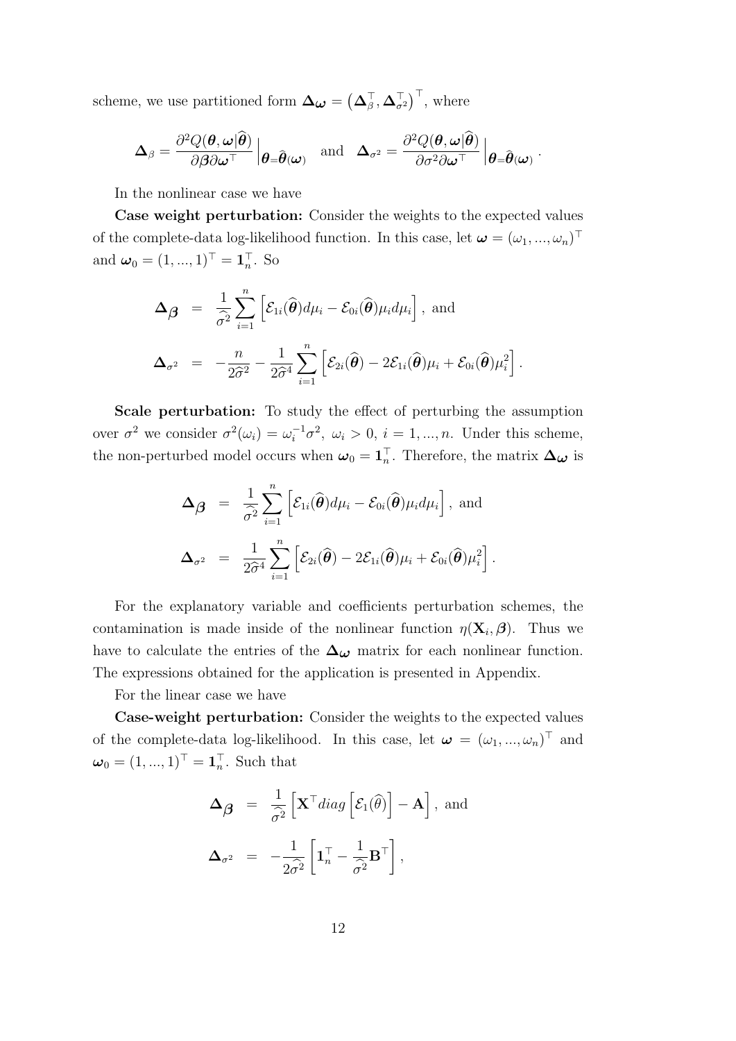scheme, we use partitioned form $\boldsymbol{\Delta}_{\boldsymbol{\omega}} = \left(\boldsymbol{\Delta}_{\beta}^{\top}, \boldsymbol{\Delta}_{\sigma^2}^{\top}\right)^{\top}$, where

$$\boldsymbol{\Delta}_{\beta} = \frac{\partial^2 Q(\boldsymbol{\theta}, \boldsymbol{\omega}|\widehat{\boldsymbol{\theta}})}{\partial \boldsymbol{\beta} \partial \boldsymbol{\omega}^{\top}}\Big|_{\boldsymbol{\theta}=\widehat{\boldsymbol{\theta}}(\boldsymbol{\omega})} \quad \text{and} \quad \boldsymbol{\Delta}_{\sigma^2} = \frac{\partial^2 Q(\boldsymbol{\theta}, \boldsymbol{\omega}|\widehat{\boldsymbol{\theta}})}{\partial \sigma^2 \partial \boldsymbol{\omega}^{\top}}\Big|_{\boldsymbol{\theta}=\widehat{\boldsymbol{\theta}}(\boldsymbol{\omega})}.$$

In the nonlinear case we have

**Case weight perturbation:** Consider the weights to the expected values of the complete-data log-likelihood function. In this case, let $\boldsymbol{\omega} = (\omega_1, ..., \omega_n)^{\top}$ and $\boldsymbol{\omega}_0 = (1, ..., 1)^{\top} = \mathbf{1}_n^{\top}$. So

$$\begin{aligned}
\boldsymbol{\Delta}_{\boldsymbol{\beta}} &= \frac{1}{\widehat{\sigma}^2} \sum_{i=1}^{n} \left[ \mathcal{E}_{1i}(\widehat{\boldsymbol{\theta}}) d\mu_i - \mathcal{E}_{0i}(\widehat{\boldsymbol{\theta}}) \mu_i d\mu_i \right], \text{ and} \\
\boldsymbol{\Delta}_{\sigma^2} &= -\frac{n}{2\widehat{\sigma}^2} - \frac{1}{2\widehat{\sigma}^4} \sum_{i=1}^{n} \left[ \mathcal{E}_{2i}(\widehat{\boldsymbol{\theta}}) - 2\mathcal{E}_{1i}(\widehat{\boldsymbol{\theta}}) \mu_i + \mathcal{E}_{0i}(\widehat{\boldsymbol{\theta}}) \mu_i^2 \right].
\end{aligned}$$

**Scale perturbation:** To study the effect of perturbing the assumption over $\sigma^2$ we consider $\sigma^2(\omega_i) = \omega_i^{-1}\sigma^2,\ \omega_i > 0,\ i = 1, ..., n$. Under this scheme, the non-perturbed model occurs when $\boldsymbol{\omega}_0 = \mathbf{1}_n^{\top}$. Therefore, the matrix $\boldsymbol{\Delta}_{\boldsymbol{\omega}}$ is

$$\begin{aligned}
\boldsymbol{\Delta}_{\boldsymbol{\beta}} &= \frac{1}{\widehat{\sigma}^2} \sum_{i=1}^{n} \left[ \mathcal{E}_{1i}(\widehat{\boldsymbol{\theta}}) d\mu_i - \mathcal{E}_{0i}(\widehat{\boldsymbol{\theta}}) \mu_i d\mu_i \right], \text{ and} \\
\boldsymbol{\Delta}_{\sigma^2} &= \frac{1}{2\widehat{\sigma}^4} \sum_{i=1}^{n} \left[ \mathcal{E}_{2i}(\widehat{\boldsymbol{\theta}}) - 2\mathcal{E}_{1i}(\widehat{\boldsymbol{\theta}}) \mu_i + \mathcal{E}_{0i}(\widehat{\boldsymbol{\theta}}) \mu_i^2 \right].
\end{aligned}$$

For the explanatory variable and coefficients perturbation schemes, the contamination is made inside of the nonlinear function $\eta(\mathbf{X}_i, \boldsymbol{\beta})$. Thus we have to calculate the entries of the $\boldsymbol{\Delta}_{\boldsymbol{\omega}}$ matrix for each nonlinear function. The expressions obtained for the application is presented in Appendix.

For the linear case we have

**Case-weight perturbation:** Consider the weights to the expected values of the complete-data log-likelihood. In this case, let $\boldsymbol{\omega} = (\omega_1, ..., \omega_n)^{\top}$ and $\boldsymbol{\omega}_0 = (1, ..., 1)^{\top} = \mathbf{1}_n^{\top}$. Such that

$$\begin{aligned}
\boldsymbol{\Delta}_{\boldsymbol{\beta}} &= \frac{1}{\widehat{\sigma}^2} \left[ \mathbf{X}^{\top} diag\left[ \mathcal{E}_1(\widehat{\theta}) \right] - \mathbf{A} \right], \text{ and} \\
\boldsymbol{\Delta}_{\sigma^2} &= -\frac{1}{2\widehat{\sigma}^2} \left[ \mathbf{1}_n^{\top} - \frac{1}{\widehat{\sigma}^2} \mathbf{B}^{\top} \right],
\end{aligned}$$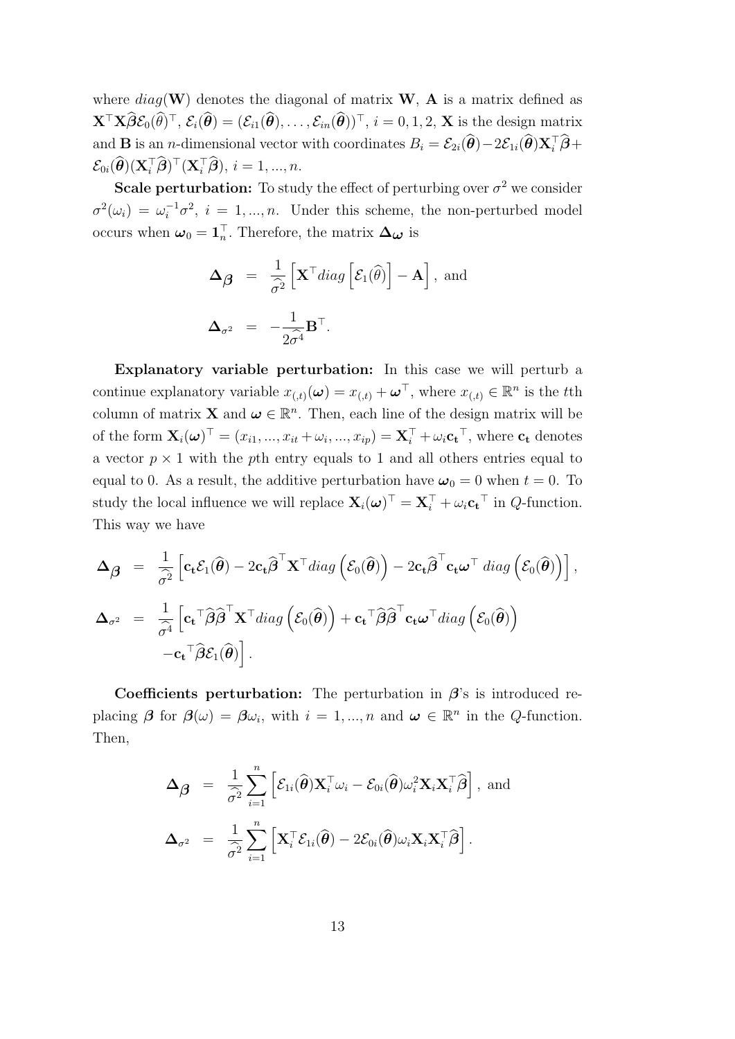where $diag(\mathbf{W})$ denotes the diagonal of matrix $\mathbf{W}$, $\mathbf{A}$ is a matrix defined as $\mathbf{X}^\top \mathbf{X}\widehat{\boldsymbol{\beta}}\mathcal{E}_0(\widehat{\theta})^\top$, $\mathcal{E}_i(\widehat{\boldsymbol{\theta}}) = (\mathcal{E}_{i1}(\widehat{\boldsymbol{\theta}}), \ldots, \mathcal{E}_{in}(\widehat{\boldsymbol{\theta}}))^\top$, $i = 0, 1, 2$, $\mathbf{X}$ is the design matrix and $\mathbf{B}$ is an $n$-dimensional vector with coordinates $B_i = \mathcal{E}_{2i}(\widehat{\boldsymbol{\theta}}) - 2\mathcal{E}_{1i}(\widehat{\boldsymbol{\theta}})\mathbf{X}_i^\top \widehat{\boldsymbol{\beta}} + \mathcal{E}_{0i}(\widehat{\boldsymbol{\theta}})(\mathbf{X}_i^\top \widehat{\boldsymbol{\beta}})^\top (\mathbf{X}_i^\top \widehat{\boldsymbol{\beta}})$, $i = 1, ..., n$.

**Scale perturbation:** To study the effect of perturbing over $\sigma^2$ we consider $\sigma^2(\omega_i) = \omega_i^{-1}\sigma^2$, $i = 1, ..., n$. Under this scheme, the non-perturbed model occurs when $\boldsymbol{\omega}_0 = \mathbf{1}_n^\top$. Therefore, the matrix $\boldsymbol{\Delta}_{\boldsymbol{\omega}}$ is

$$
\begin{aligned}
\boldsymbol{\Delta}_{\boldsymbol{\beta}} &= \frac{1}{\widehat{\sigma^2}} \left[ \mathbf{X}^\top diag\left[ \mathcal{E}_1(\widehat{\theta}) \right] - \mathbf{A} \right], \text{ and} \\
\boldsymbol{\Delta}_{\sigma^2} &= -\frac{1}{2\widehat{\sigma^4}} \mathbf{B}^\top.
\end{aligned}
$$

**Explanatory variable perturbation:** In this case we will perturb a continue explanatory variable $x_{(,t)}(\boldsymbol{\omega}) = x_{(,t)} + \boldsymbol{\omega}^\top$, where $x_{(,t)} \in \mathbb{R}^n$ is the $t$th column of matrix $\mathbf{X}$ and $\boldsymbol{\omega} \in \mathbb{R}^n$. Then, each line of the design matrix will be of the form $\mathbf{X}_i(\boldsymbol{\omega})^\top = (x_{i1}, ..., x_{it} + \omega_i, ..., x_{ip}) = \mathbf{X}_i^\top + \omega_i \mathbf{c_t}^\top$, where $\mathbf{c_t}$ denotes a vector $p \times 1$ with the $p$th entry equals to 1 and all others entries equal to equal to 0. As a result, the additive perturbation have $\boldsymbol{\omega}_0 = 0$ when $t = 0$. To study the local influence we will replace $\mathbf{X}_i(\boldsymbol{\omega})^\top = \mathbf{X}_i^\top + \omega_i \mathbf{c_t}^\top$ in $Q$-function. This way we have

$$
\begin{aligned}
\boldsymbol{\Delta}_{\boldsymbol{\beta}} &= \frac{1}{\widehat{\sigma^2}} \left[ \mathbf{c_t}\mathcal{E}_1(\widehat{\boldsymbol{\theta}}) - 2\mathbf{c_t}\widehat{\boldsymbol{\beta}}^\top \mathbf{X}^\top diag\left(\mathcal{E}_0(\widehat{\boldsymbol{\theta}})\right) - 2\mathbf{c_t}\widehat{\boldsymbol{\beta}}^\top \mathbf{c_t}\boldsymbol{\omega}^\top \, diag\left(\mathcal{E}_0(\widehat{\boldsymbol{\theta}})\right) \right], \\
\boldsymbol{\Delta}_{\sigma^2} &= \frac{1}{\widehat{\sigma^4}} \left[ \mathbf{c_t}^\top \widehat{\boldsymbol{\beta}}\widehat{\boldsymbol{\beta}}^\top \mathbf{X}^\top diag\left(\mathcal{E}_0(\widehat{\boldsymbol{\theta}})\right) + \mathbf{c_t}^\top \widehat{\boldsymbol{\beta}}\widehat{\boldsymbol{\beta}}^\top \mathbf{c_t}\boldsymbol{\omega}^\top diag\left(\mathcal{E}_0(\widehat{\boldsymbol{\theta}})\right) \right. \\
&\quad \left. - \mathbf{c_t}^\top \widehat{\boldsymbol{\beta}}\mathcal{E}_1(\widehat{\boldsymbol{\theta}}) \right].
\end{aligned}
$$

**Coefficients perturbation:** The perturbation in $\boldsymbol{\beta}$'s is introduced replacing $\boldsymbol{\beta}$ for $\boldsymbol{\beta}(\omega) = \boldsymbol{\beta}\omega_i$, with $i = 1, ..., n$ and $\boldsymbol{\omega} \in \mathbb{R}^n$ in the $Q$-function. Then,

$$
\begin{aligned}
\boldsymbol{\Delta}_{\boldsymbol{\beta}} &= \frac{1}{\widehat{\sigma^2}} \sum_{i=1}^{n} \left[ \mathcal{E}_{1i}(\widehat{\boldsymbol{\theta}})\mathbf{X}_i^\top \omega_i - \mathcal{E}_{0i}(\widehat{\boldsymbol{\theta}})\omega_i^2 \mathbf{X}_i \mathbf{X}_i^\top \widehat{\boldsymbol{\beta}} \right], \text{ and} \\
\boldsymbol{\Delta}_{\sigma^2} &= \frac{1}{\widehat{\sigma^2}} \sum_{i=1}^{n} \left[ \mathbf{X}_i^\top \mathcal{E}_{1i}(\widehat{\boldsymbol{\theta}}) - 2\mathcal{E}_{0i}(\widehat{\boldsymbol{\theta}})\omega_i \mathbf{X}_i \mathbf{X}_i^\top \widehat{\boldsymbol{\beta}} \right].
\end{aligned}
$$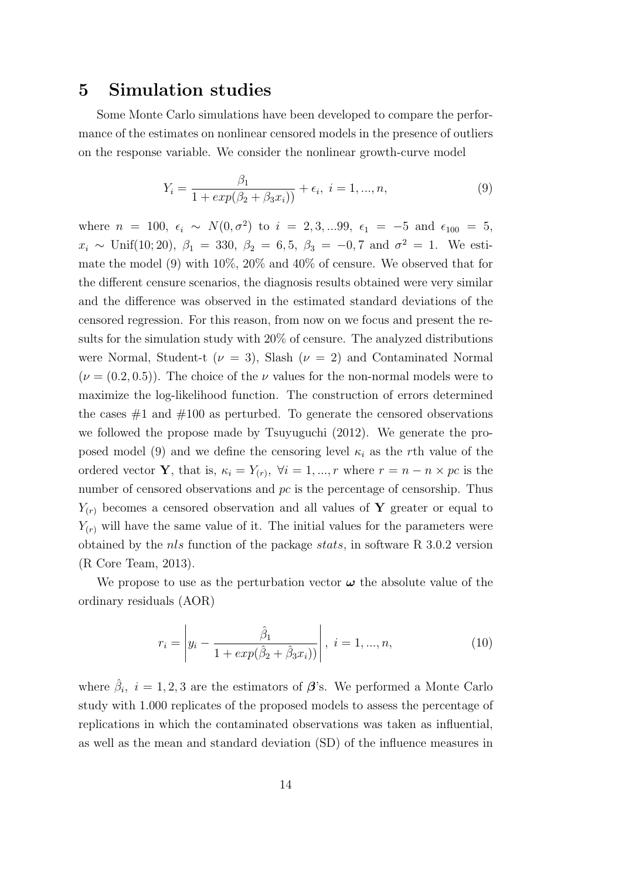# 5 Simulation studies

Some Monte Carlo simulations have been developed to compare the performance of the estimates on nonlinear censored models in the presence of outliers on the response variable. We consider the nonlinear growth-curve model

$$Y_i = \frac{\beta_1}{1 + exp(\beta_2 + \beta_3 x_i))} + \epsilon_i, \; i = 1, ..., n, \tag{9}$$

where $n = 100$, $\epsilon_i \sim N(0, \sigma^2)$ to $i = 2, 3, ...99$, $\epsilon_1 = -5$ and $\epsilon_{100} = 5$, $x_i \sim \text{Unif}(10; 20)$, $\beta_1 = 330$, $\beta_2 = 6,5$, $\beta_3 = -0,7$ and $\sigma^2 = 1$. We estimate the model (9) with 10%, 20% and 40% of censure. We observed that for the different censure scenarios, the diagnosis results obtained were very similar and the difference was observed in the estimated standard deviations of the censored regression. For this reason, from now on we focus and present the results for the simulation study with 20% of censure. The analyzed distributions were Normal, Student-t ($\nu = 3$), Slash ($\nu = 2$) and Contaminated Normal ($\nu = (0.2, 0.5)$). The choice of the $\nu$ values for the non-normal models were to maximize the log-likelihood function. The construction of errors determined the cases #1 and #100 as perturbed. To generate the censored observations we followed the propose made by Tsuyuguchi (2012). We generate the proposed model (9) and we define the censoring level $\kappa_i$ as the $r$th value of the ordered vector $\mathbf{Y}$, that is, $\kappa_i = Y_{(r)}$, $\forall i = 1, ..., r$ where $r = n - n \times pc$ is the number of censored observations and $pc$ is the percentage of censorship. Thus $Y_{(r)}$ becomes a censored observation and all values of $\mathbf{Y}$ greater or equal to $Y_{(r)}$ will have the same value of it. The initial values for the parameters were obtained by the *nls* function of the package *stats*, in software R 3.0.2 version (R Core Team, 2013).

We propose to use as the perturbation vector $\boldsymbol{\omega}$ the absolute value of the ordinary residuals (AOR)

$$r_i = \left| y_i - \frac{\hat{\beta}_1}{1 + exp(\hat{\beta}_2 + \hat{\beta}_3 x_i))} \right|, \; i = 1, ..., n, \tag{10}$$

where $\hat{\beta}_i, \; i = 1, 2, 3$ are the estimators of $\boldsymbol{\beta}$'s. We performed a Monte Carlo study with 1.000 replicates of the proposed models to assess the percentage of replications in which the contaminated observations was taken as influential, as well as the mean and standard deviation (SD) of the influence measures in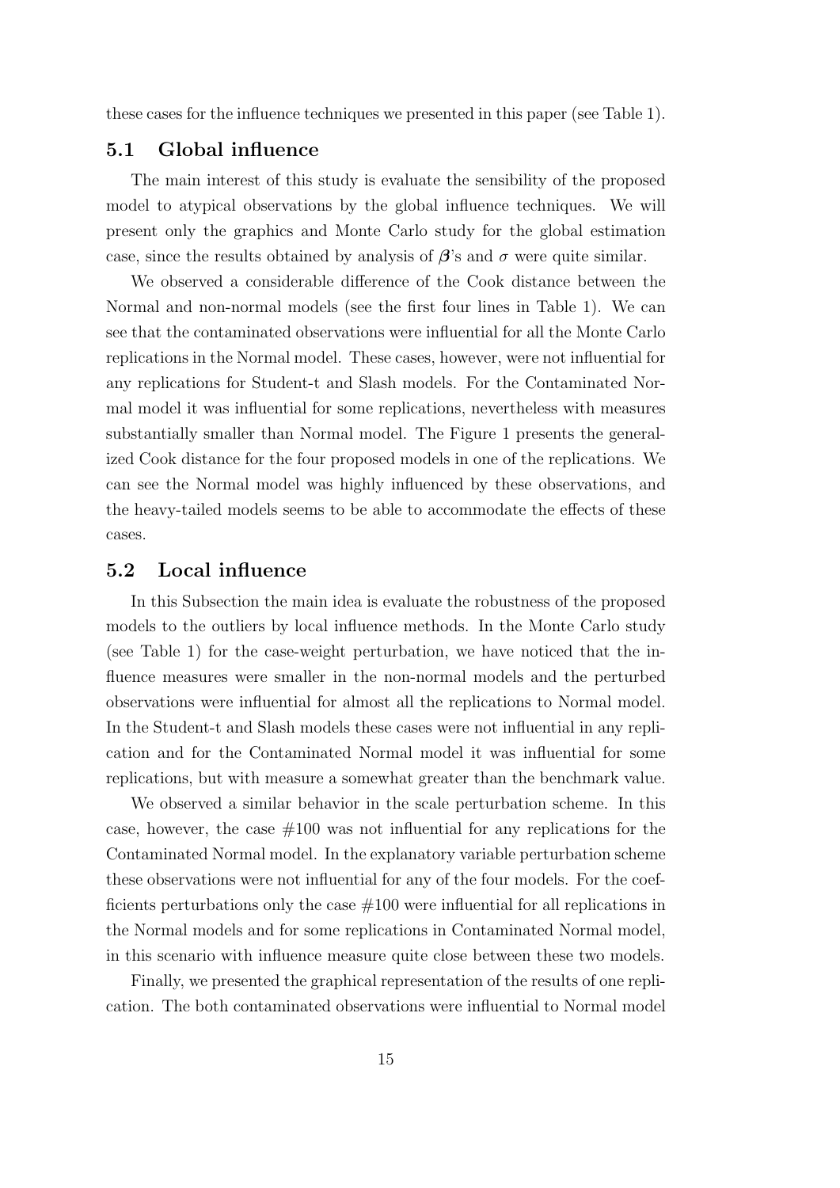these cases for the influence techniques we presented in this paper (see Table 1).

## 5.1 Global influence

The main interest of this study is evaluate the sensibility of the proposed model to atypical observations by the global influence techniques. We will present only the graphics and Monte Carlo study for the global estimation case, since the results obtained by analysis of $\boldsymbol{\beta}$'s and $\sigma$ were quite similar.

We observed a considerable difference of the Cook distance between the Normal and non-normal models (see the first four lines in Table 1). We can see that the contaminated observations were influential for all the Monte Carlo replications in the Normal model. These cases, however, were not influential for any replications for Student-t and Slash models. For the Contaminated Normal model it was influential for some replications, nevertheless with measures substantially smaller than Normal model. The Figure 1 presents the generalized Cook distance for the four proposed models in one of the replications. We can see the Normal model was highly influenced by these observations, and the heavy-tailed models seems to be able to accommodate the effects of these cases.

## 5.2 Local influence

In this Subsection the main idea is evaluate the robustness of the proposed models to the outliers by local influence methods. In the Monte Carlo study (see Table 1) for the case-weight perturbation, we have noticed that the influence measures were smaller in the non-normal models and the perturbed observations were influential for almost all the replications to Normal model. In the Student-t and Slash models these cases were not influential in any replication and for the Contaminated Normal model it was influential for some replications, but with measure a somewhat greater than the benchmark value.

We observed a similar behavior in the scale perturbation scheme. In this case, however, the case #100 was not influential for any replications for the Contaminated Normal model. In the explanatory variable perturbation scheme these observations were not influential for any of the four models. For the coefficients perturbations only the case #100 were influential for all replications in the Normal models and for some replications in Contaminated Normal model, in this scenario with influence measure quite close between these two models.

Finally, we presented the graphical representation of the results of one replication. The both contaminated observations were influential to Normal model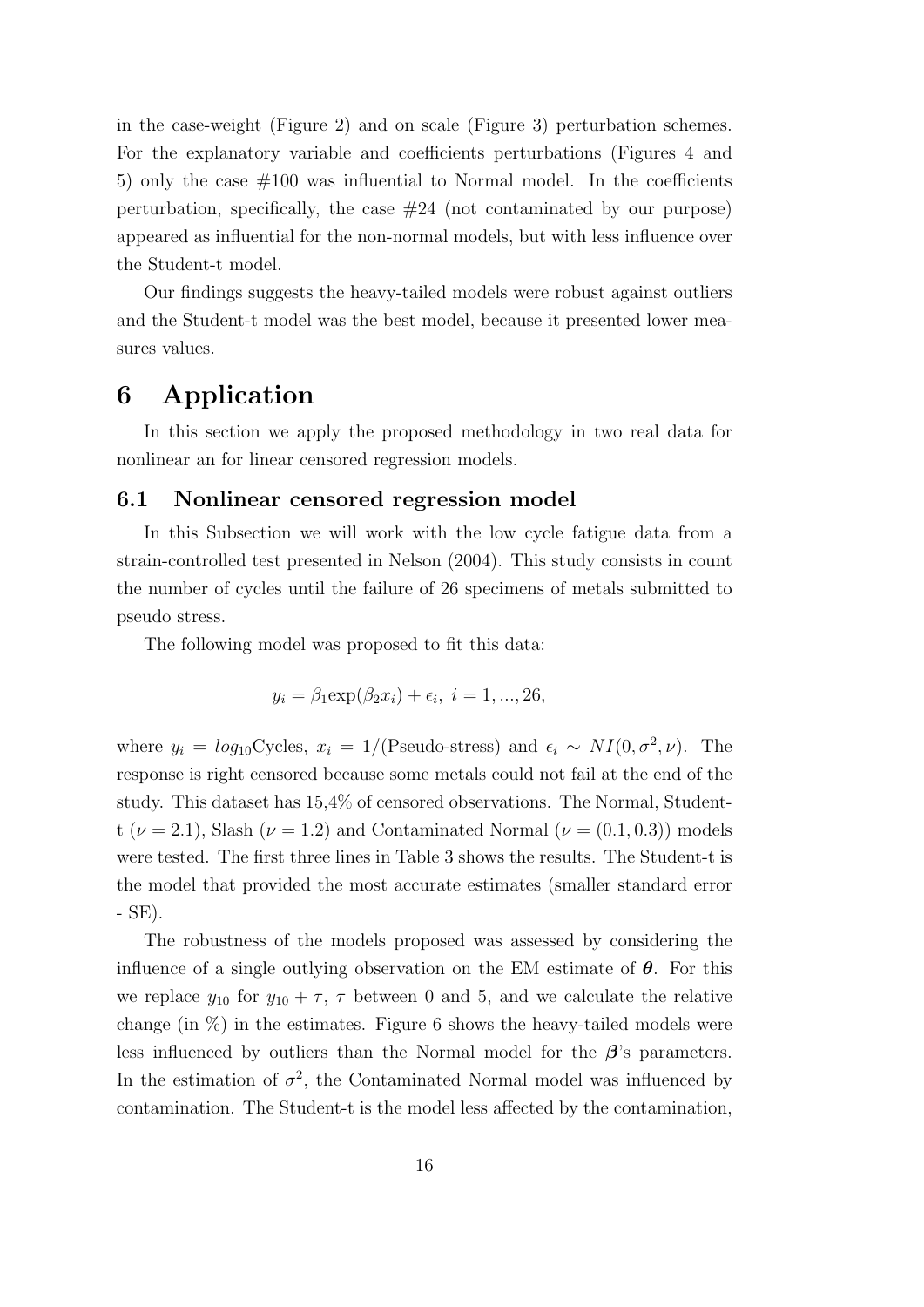in the case-weight (Figure 2) and on scale (Figure 3) perturbation schemes. For the explanatory variable and coefficients perturbations (Figures 4 and 5) only the case #100 was influential to Normal model. In the coefficients perturbation, specifically, the case #24 (not contaminated by our purpose) appeared as influential for the non-normal models, but with less influence over the Student-t model.

Our findings suggests the heavy-tailed models were robust against outliers and the Student-t model was the best model, because it presented lower measures values.

# 6 Application

In this section we apply the proposed methodology in two real data for nonlinear an for linear censored regression models.

## 6.1 Nonlinear censored regression model

In this Subsection we will work with the low cycle fatigue data from a strain-controlled test presented in Nelson (2004). This study consists in count the number of cycles until the failure of 26 specimens of metals submitted to pseudo stress.

The following model was proposed to fit this data:

$$y_i = \beta_1 \exp(\beta_2 x_i) + \epsilon_i, \ i = 1, ..., 26,$$

where $y_i = log_{10}$Cycles, $x_i = 1/$(Pseudo-stress) and $\epsilon_i \sim NI(0, \sigma^2, \nu)$. The response is right censored because some metals could not fail at the end of the study. This dataset has 15,4% of censored observations. The Normal, Student-t ($\nu = 2.1$), Slash ($\nu = 1.2$) and Contaminated Normal ($\nu = (0.1, 0.3)$) models were tested. The first three lines in Table 3 shows the results. The Student-t is the model that provided the most accurate estimates (smaller standard error - SE).

The robustness of the models proposed was assessed by considering the influence of a single outlying observation on the EM estimate of $\boldsymbol{\theta}$. For this we replace $y_{10}$ for $y_{10} + \tau$, $\tau$ between 0 and 5, and we calculate the relative change (in %) in the estimates. Figure 6 shows the heavy-tailed models were less influenced by outliers than the Normal model for the $\boldsymbol{\beta}$'s parameters. In the estimation of $\sigma^2$, the Contaminated Normal model was influenced by contamination. The Student-t is the model less affected by the contamination,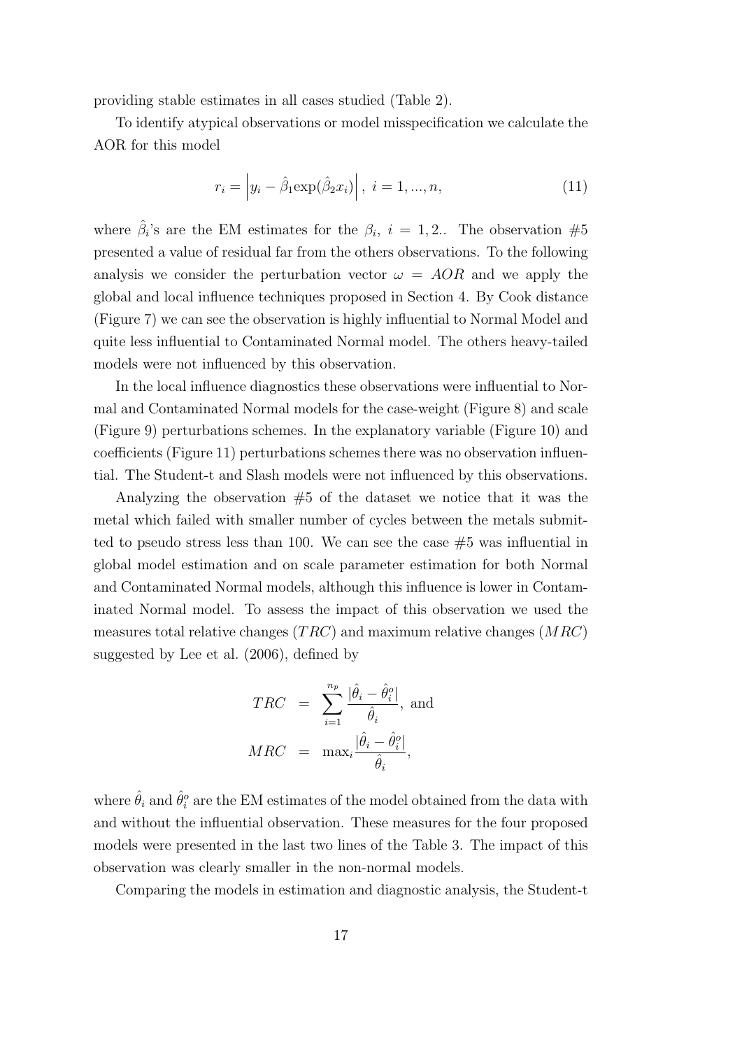providing stable estimates in all cases studied (Table 2).

To identify atypical observations or model misspecification we calculate the AOR for this model

$$r_i = \left| y_i - \hat{\beta}_1 \exp(\hat{\beta}_2 x_i) \right|, \; i = 1, ..., n, \tag{11}$$

where $\hat{\beta}_i$'s are the EM estimates for the $\beta_i$, $i = 1, 2.$. The observation #5 presented a value of residual far from the others observations. To the following analysis we consider the perturbation vector $\omega = AOR$ and we apply the global and local influence techniques proposed in Section 4. By Cook distance (Figure 7) we can see the observation is highly influential to Normal Model and quite less influential to Contaminated Normal model. The others heavy-tailed models were not influenced by this observation.

In the local influence diagnostics these observations were influential to Normal and Contaminated Normal models for the case-weight (Figure 8) and scale (Figure 9) perturbations schemes. In the explanatory variable (Figure 10) and coefficients (Figure 11) perturbations schemes there was no observation influential. The Student-t and Slash models were not influenced by this observations.

Analyzing the observation #5 of the dataset we notice that it was the metal which failed with smaller number of cycles between the metals submitted to pseudo stress less than 100. We can see the case #5 was influential in global model estimation and on scale parameter estimation for both Normal and Contaminated Normal models, although this influence is lower in Contaminated Normal model. To assess the impact of this observation we used the measures total relative changes ($TRC$) and maximum relative changes ($MRC$) suggested by Lee et al. (2006), defined by

$$\begin{aligned} TRC &= \sum_{i=1}^{n_p} \frac{|\hat{\theta}_i - \hat{\theta}_i^o|}{\hat{\theta}_i}, \text{ and} \\ MRC &= \max_i \frac{|\hat{\theta}_i - \hat{\theta}_i^o|}{\hat{\theta}_i}, \end{aligned}$$

where $\hat{\theta}_i$ and $\hat{\theta}_i^o$ are the EM estimates of the model obtained from the data with and without the influential observation. These measures for the four proposed models were presented in the last two lines of the Table 3. The impact of this observation was clearly smaller in the non-normal models.

Comparing the models in estimation and diagnostic analysis, the Student-t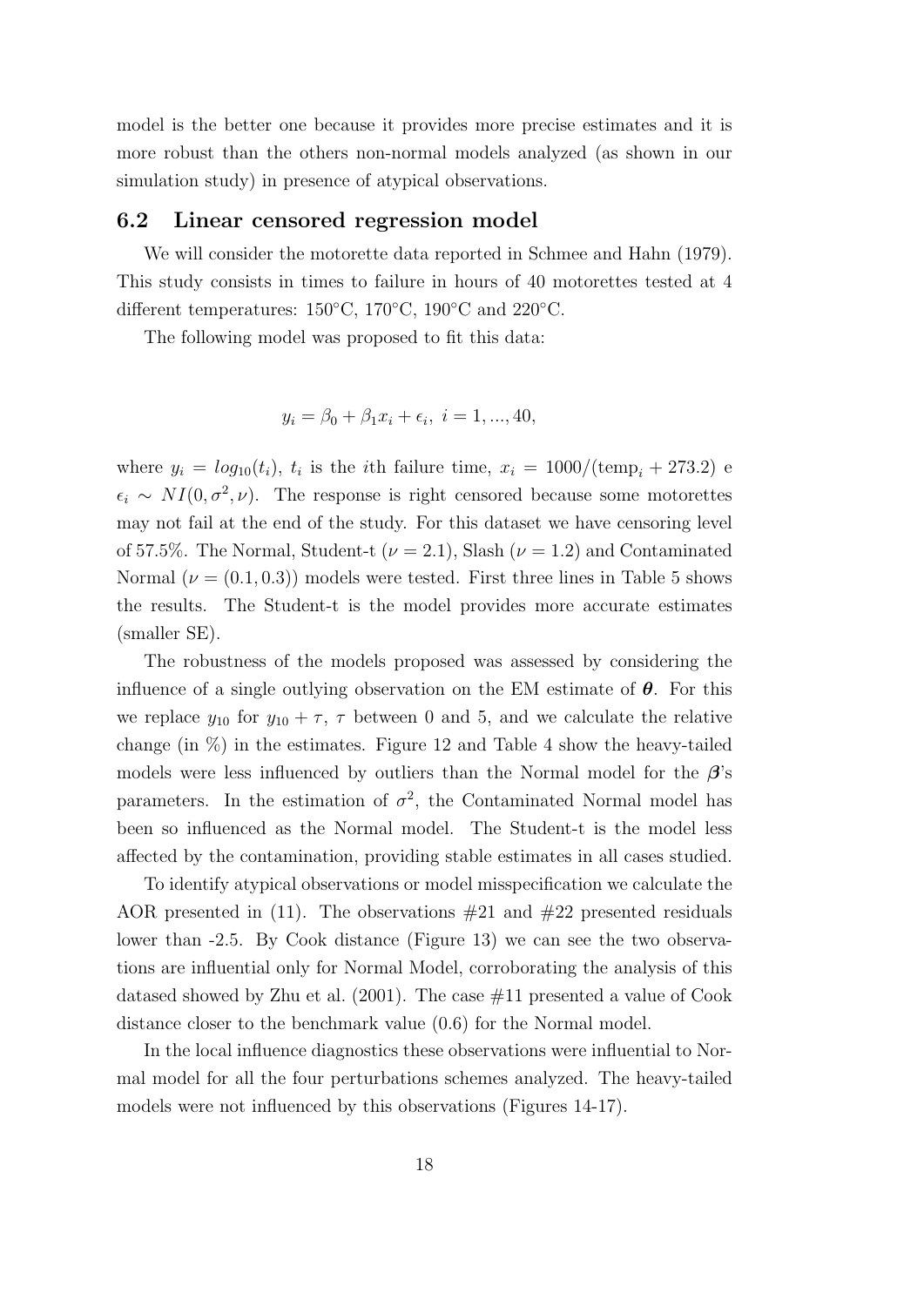model is the better one because it provides more precise estimates and it is more robust than the others non-normal models analyzed (as shown in our simulation study) in presence of atypical observations.

## 6.2 Linear censored regression model

We will consider the motorette data reported in Schmee and Hahn (1979). This study consists in times to failure in hours of 40 motorettes tested at 4 different temperatures: 150°C, 170°C, 190°C and 220°C.

The following model was proposed to fit this data:

$$y_i = \beta_0 + \beta_1 x_i + \epsilon_i, \; i = 1, ..., 40,$$

where $y_i = log_{10}(t_i)$, $t_i$ is the $i$th failure time, $x_i = 1000/(\text{temp}_i + 273.2)$ e $\epsilon_i \sim NI(0, \sigma^2, \nu)$. The response is right censored because some motorettes may not fail at the end of the study. For this dataset we have censoring level of 57.5%. The Normal, Student-t ($\nu = 2.1$), Slash ($\nu = 1.2$) and Contaminated Normal ($\nu = (0.1, 0.3)$) models were tested. First three lines in Table 5 shows the results. The Student-t is the model provides more accurate estimates (smaller SE).

The robustness of the models proposed was assessed by considering the influence of a single outlying observation on the EM estimate of $\boldsymbol{\theta}$. For this we replace $y_{10}$ for $y_{10} + \tau$, $\tau$ between 0 and 5, and we calculate the relative change (in %) in the estimates. Figure 12 and Table 4 show the heavy-tailed models were less influenced by outliers than the Normal model for the $\boldsymbol{\beta}$'s parameters. In the estimation of $\sigma^2$, the Contaminated Normal model has been so influenced as the Normal model. The Student-t is the model less affected by the contamination, providing stable estimates in all cases studied.

To identify atypical observations or model misspecification we calculate the AOR presented in (11). The observations #21 and #22 presented residuals lower than -2.5. By Cook distance (Figure 13) we can see the two observations are influential only for Normal Model, corroborating the analysis of this datased showed by Zhu et al. (2001). The case #11 presented a value of Cook distance closer to the benchmark value (0.6) for the Normal model.

In the local influence diagnostics these observations were influential to Normal model for all the four perturbations schemes analyzed. The heavy-tailed models were not influenced by this observations (Figures 14-17).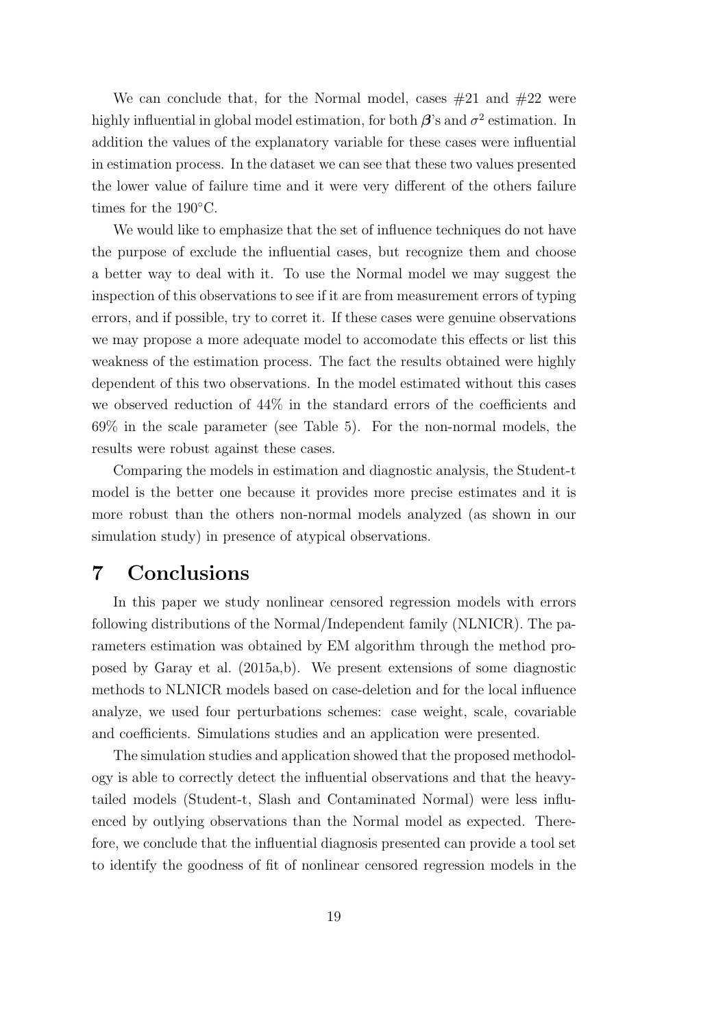We can conclude that, for the Normal model, cases #21 and #22 were highly influential in global model estimation, for both $\boldsymbol{\beta}$'s and $\sigma^2$ estimation. In addition the values of the explanatory variable for these cases were influential in estimation process. In the dataset we can see that these two values presented the lower value of failure time and it were very different of the others failure times for the 190°C.

We would like to emphasize that the set of influence techniques do not have the purpose of exclude the influential cases, but recognize them and choose a better way to deal with it. To use the Normal model we may suggest the inspection of this observations to see if it are from measurement errors of typing errors, and if possible, try to corret it. If these cases were genuine observations we may propose a more adequate model to accomodate this effects or list this weakness of the estimation process. The fact the results obtained were highly dependent of this two observations. In the model estimated without this cases we observed reduction of 44% in the standard errors of the coefficients and 69% in the scale parameter (see Table 5). For the non-normal models, the results were robust against these cases.

Comparing the models in estimation and diagnostic analysis, the Student-t model is the better one because it provides more precise estimates and it is more robust than the others non-normal models analyzed (as shown in our simulation study) in presence of atypical observations.

# 7 Conclusions

In this paper we study nonlinear censored regression models with errors following distributions of the Normal/Independent family (NLNICR). The parameters estimation was obtained by EM algorithm through the method proposed by Garay et al. (2015a,b). We present extensions of some diagnostic methods to NLNICR models based on case-deletion and for the local influence analyze, we used four perturbations schemes: case weight, scale, covariable and coefficients. Simulations studies and an application were presented.

The simulation studies and application showed that the proposed methodology is able to correctly detect the influential observations and that the heavy-tailed models (Student-t, Slash and Contaminated Normal) were less influenced by outlying observations than the Normal model as expected. Therefore, we conclude that the influential diagnosis presented can provide a tool set to identify the goodness of fit of nonlinear censored regression models in the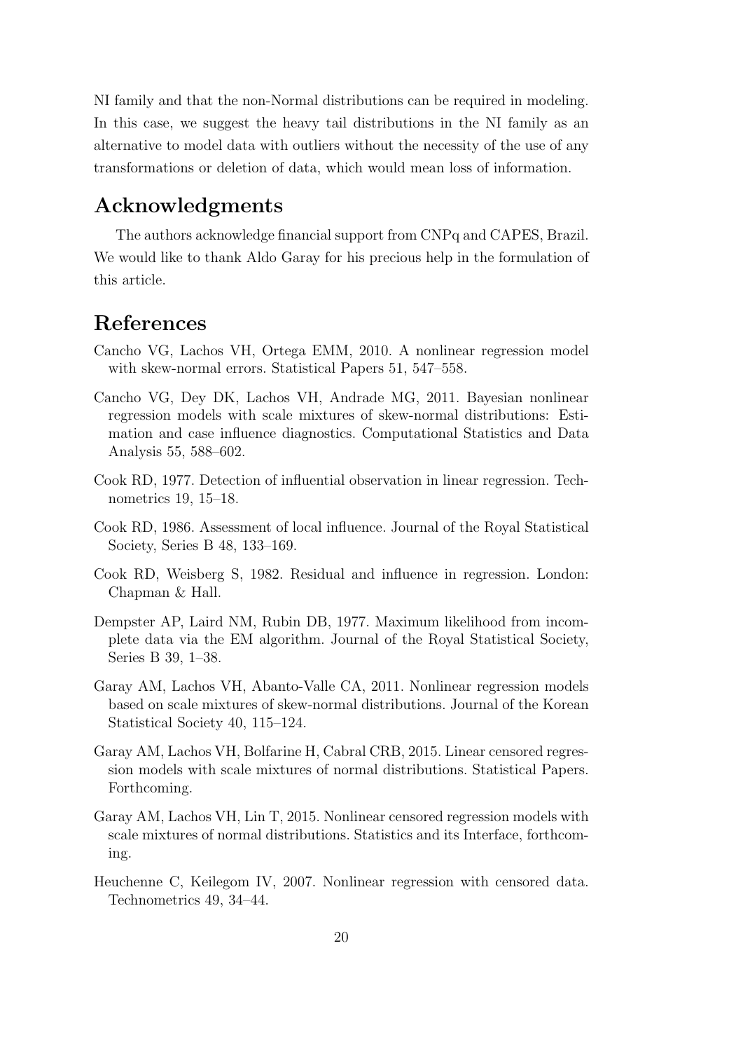NI family and that the non-Normal distributions can be required in modeling. In this case, we suggest the heavy tail distributions in the NI family as an alternative to model data with outliers without the necessity of the use of any transformations or deletion of data, which would mean loss of information.

## Acknowledgments

The authors acknowledge financial support from CNPq and CAPES, Brazil. We would like to thank Aldo Garay for his precious help in the formulation of this article.

## References

Cancho VG, Lachos VH, Ortega EMM, 2010. A nonlinear regression model with skew-normal errors. Statistical Papers 51, 547–558.

Cancho VG, Dey DK, Lachos VH, Andrade MG, 2011. Bayesian nonlinear regression models with scale mixtures of skew-normal distributions: Estimation and case influence diagnostics. Computational Statistics and Data Analysis 55, 588–602.

Cook RD, 1977. Detection of influential observation in linear regression. Technometrics 19, 15–18.

Cook RD, 1986. Assessment of local influence. Journal of the Royal Statistical Society, Series B 48, 133–169.

Cook RD, Weisberg S, 1982. Residual and influence in regression. London: Chapman & Hall.

Dempster AP, Laird NM, Rubin DB, 1977. Maximum likelihood from incomplete data via the EM algorithm. Journal of the Royal Statistical Society, Series B 39, 1–38.

Garay AM, Lachos VH, Abanto-Valle CA, 2011. Nonlinear regression models based on scale mixtures of skew-normal distributions. Journal of the Korean Statistical Society 40, 115–124.

Garay AM, Lachos VH, Bolfarine H, Cabral CRB, 2015. Linear censored regression models with scale mixtures of normal distributions. Statistical Papers. Forthcoming.

Garay AM, Lachos VH, Lin T, 2015. Nonlinear censored regression models with scale mixtures of normal distributions. Statistics and its Interface, forthcoming.

Heuchenne C, Keilegom IV, 2007. Nonlinear regression with censored data. Technometrics 49, 34–44.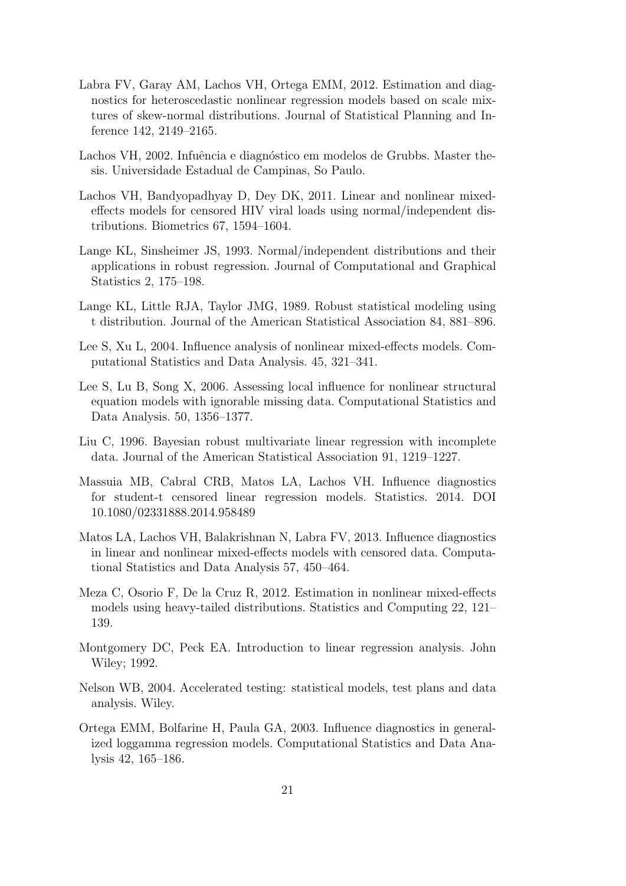Labra FV, Garay AM, Lachos VH, Ortega EMM, 2012. Estimation and diagnostics for heteroscedastic nonlinear regression models based on scale mixtures of skew-normal distributions. Journal of Statistical Planning and Inference 142, 2149–2165.

Lachos VH, 2002. Infuência e diagnóstico em modelos de Grubbs. Master thesis. Universidade Estadual de Campinas, So Paulo.

Lachos VH, Bandyopadhyay D, Dey DK, 2011. Linear and nonlinear mixed-effects models for censored HIV viral loads using normal/independent distributions. Biometrics 67, 1594–1604.

Lange KL, Sinsheimer JS, 1993. Normal/independent distributions and their applications in robust regression. Journal of Computational and Graphical Statistics 2, 175–198.

Lange KL, Little RJA, Taylor JMG, 1989. Robust statistical modeling using t distribution. Journal of the American Statistical Association 84, 881–896.

Lee S, Xu L, 2004. Influence analysis of nonlinear mixed-effects models. Computational Statistics and Data Analysis. 45, 321–341.

Lee S, Lu B, Song X, 2006. Assessing local influence for nonlinear structural equation models with ignorable missing data. Computational Statistics and Data Analysis. 50, 1356–1377.

Liu C, 1996. Bayesian robust multivariate linear regression with incomplete data. Journal of the American Statistical Association 91, 1219–1227.

Massuia MB, Cabral CRB, Matos LA, Lachos VH. Influence diagnostics for student-t censored linear regression models. Statistics. 2014. DOI 10.1080/02331888.2014.958489

Matos LA, Lachos VH, Balakrishnan N, Labra FV, 2013. Influence diagnostics in linear and nonlinear mixed-effects models with censored data. Computational Statistics and Data Analysis 57, 450–464.

Meza C, Osorio F, De la Cruz R, 2012. Estimation in nonlinear mixed-effects models using heavy-tailed distributions. Statistics and Computing 22, 121–139.

Montgomery DC, Peck EA. Introduction to linear regression analysis. John Wiley; 1992.

Nelson WB, 2004. Accelerated testing: statistical models, test plans and data analysis. Wiley.

Ortega EMM, Bolfarine H, Paula GA, 2003. Influence diagnostics in generalized loggamma regression models. Computational Statistics and Data Analysis 42, 165–186.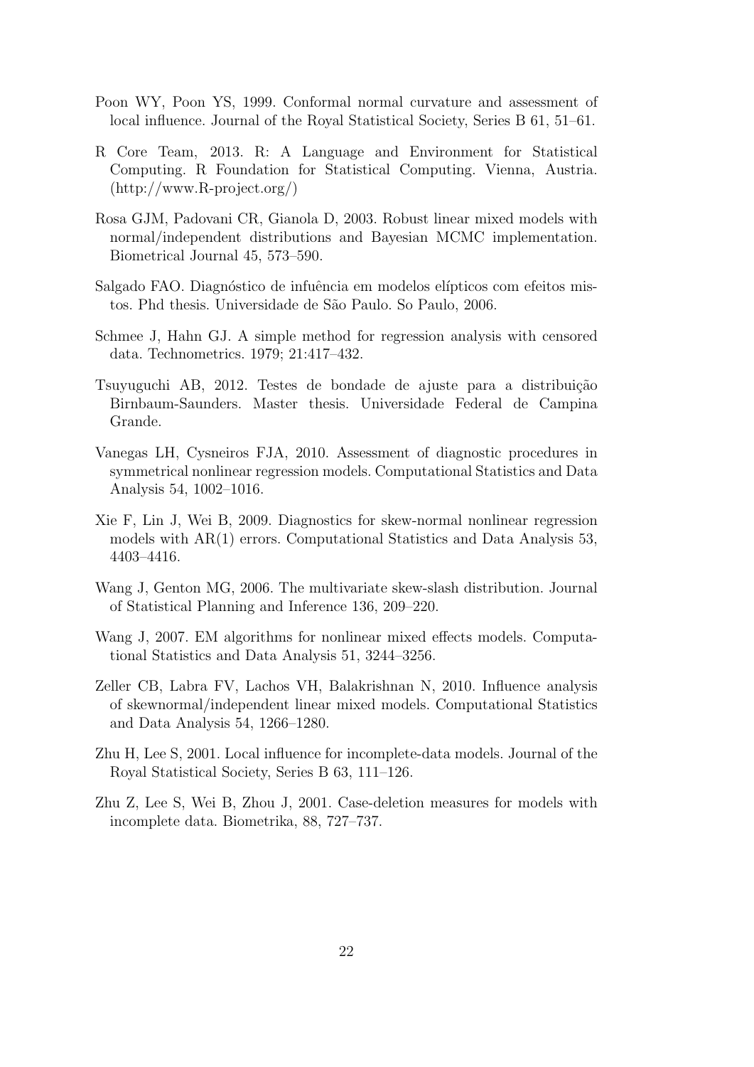Poon WY, Poon YS, 1999. Conformal normal curvature and assessment of local influence. Journal of the Royal Statistical Society, Series B 61, 51–61.

R Core Team, 2013. R: A Language and Environment for Statistical Computing. R Foundation for Statistical Computing. Vienna, Austria. (http://www.R-project.org/)

Rosa GJM, Padovani CR, Gianola D, 2003. Robust linear mixed models with normal/independent distributions and Bayesian MCMC implementation. Biometrical Journal 45, 573–590.

Salgado FAO. Diagnóstico de infuência em modelos elípticos com efeitos mistos. Phd thesis. Universidade de São Paulo. So Paulo, 2006.

Schmee J, Hahn GJ. A simple method for regression analysis with censored data. Technometrics. 1979; 21:417–432.

Tsuyuguchi AB, 2012. Testes de bondade de ajuste para a distribuição Birnbaum-Saunders. Master thesis. Universidade Federal de Campina Grande.

Vanegas LH, Cysneiros FJA, 2010. Assessment of diagnostic procedures in symmetrical nonlinear regression models. Computational Statistics and Data Analysis 54, 1002–1016.

Xie F, Lin J, Wei B, 2009. Diagnostics for skew-normal nonlinear regression models with AR(1) errors. Computational Statistics and Data Analysis 53, 4403–4416.

Wang J, Genton MG, 2006. The multivariate skew-slash distribution. Journal of Statistical Planning and Inference 136, 209–220.

Wang J, 2007. EM algorithms for nonlinear mixed effects models. Computational Statistics and Data Analysis 51, 3244–3256.

Zeller CB, Labra FV, Lachos VH, Balakrishnan N, 2010. Influence analysis of skewnormal/independent linear mixed models. Computational Statistics and Data Analysis 54, 1266–1280.

Zhu H, Lee S, 2001. Local influence for incomplete-data models. Journal of the Royal Statistical Society, Series B 63, 111–126.

Zhu Z, Lee S, Wei B, Zhou J, 2001. Case-deletion measures for models with incomplete data. Biometrika, 88, 727–737.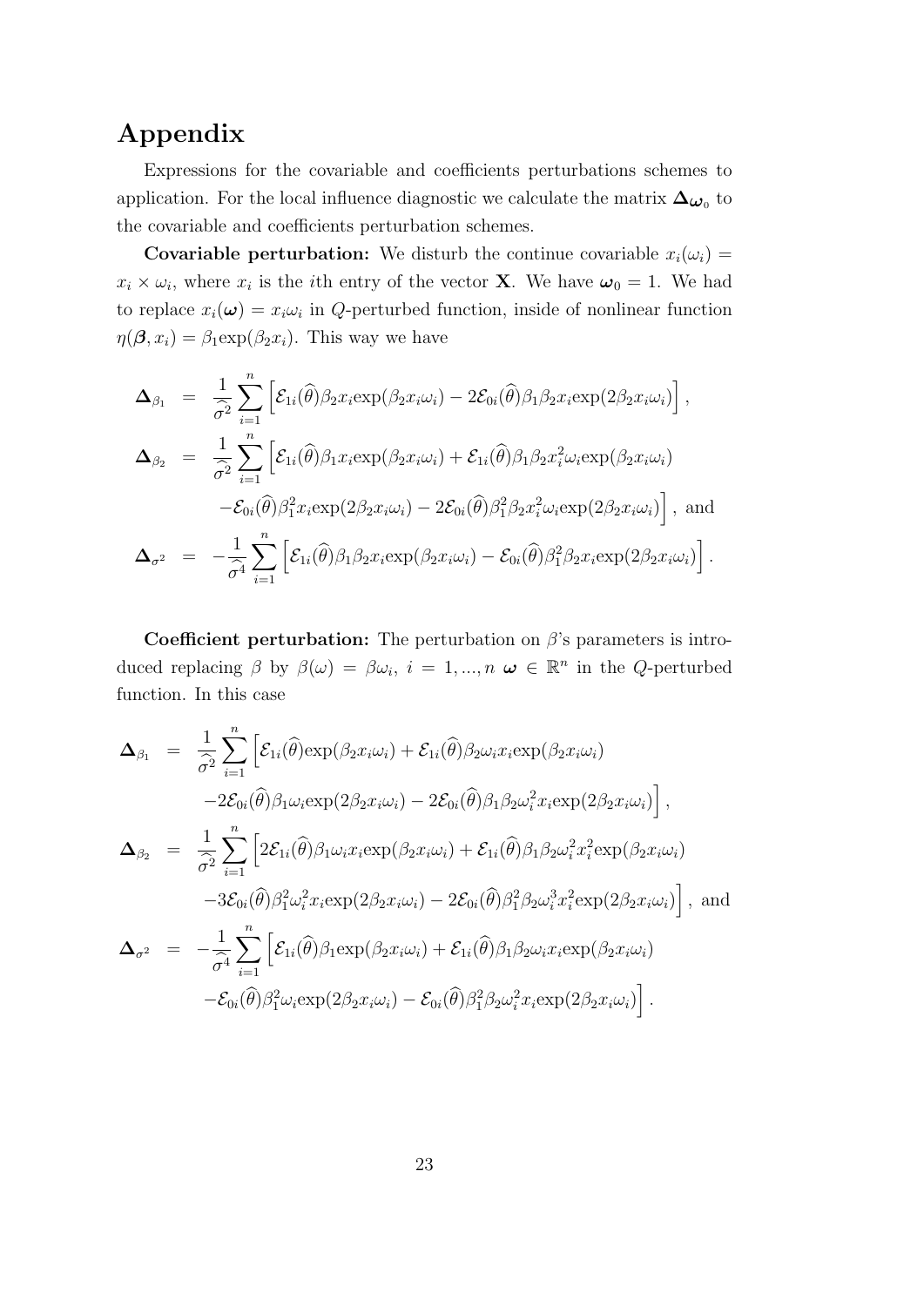# Appendix

Expressions for the covariable and coefficients perturbations schemes to application. For the local influence diagnostic we calculate the matrix $\boldsymbol{\Delta}_{\boldsymbol{\omega}_0}$ to the covariable and coefficients perturbation schemes.

**Covariable perturbation:** We disturb the continue covariable $x_i(\omega_i) = x_i \times \omega_i$, where $x_i$ is the $i$th entry of the vector $\mathbf{X}$. We have $\boldsymbol{\omega}_0 = 1$. We had to replace $x_i(\boldsymbol{\omega}) = x_i\omega_i$ in $Q$-perturbed function, inside of nonlinear function $\eta(\boldsymbol{\beta}, x_i) = \beta_1 \exp(\beta_2 x_i)$. This way we have

$$
\begin{aligned}
\boldsymbol{\Delta}_{\beta_1} &= \frac{1}{\widehat{\sigma}^2} \sum_{i=1}^{n} \Big[ \mathcal{E}_{1i}(\widehat{\theta}) \beta_2 x_i \exp(\beta_2 x_i \omega_i) - 2\mathcal{E}_{0i}(\widehat{\theta}) \beta_1 \beta_2 x_i \exp(2\beta_2 x_i \omega_i) \Big], \\
\boldsymbol{\Delta}_{\beta_2} &= \frac{1}{\widehat{\sigma}^2} \sum_{i=1}^{n} \Big[ \mathcal{E}_{1i}(\widehat{\theta}) \beta_1 x_i \exp(\beta_2 x_i \omega_i) + \mathcal{E}_{1i}(\widehat{\theta}) \beta_1 \beta_2 x_i^2 \omega_i \exp(\beta_2 x_i \omega_i) \\
&\quad - \mathcal{E}_{0i}(\widehat{\theta}) \beta_1^2 x_i \exp(2\beta_2 x_i \omega_i) - 2\mathcal{E}_{0i}(\widehat{\theta}) \beta_1^2 \beta_2 x_i^2 \omega_i \exp(2\beta_2 x_i \omega_i) \Big], \text{ and} \\
\boldsymbol{\Delta}_{\sigma^2} &= -\frac{1}{\widehat{\sigma}^4} \sum_{i=1}^{n} \Big[ \mathcal{E}_{1i}(\widehat{\theta}) \beta_1 \beta_2 x_i \exp(\beta_2 x_i \omega_i) - \mathcal{E}_{0i}(\widehat{\theta}) \beta_1^2 \beta_2 x_i \exp(2\beta_2 x_i \omega_i) \Big].
\end{aligned}
$$

**Coefficient perturbation:** The perturbation on $\beta$'s parameters is introduced replacing $\beta$ by $\beta(\omega) = \beta\omega_i$, $i = 1, ..., n$ $\boldsymbol{\omega} \in \mathbb{R}^n$ in the $Q$-perturbed function. In this case

$$
\begin{aligned}
\boldsymbol{\Delta}_{\beta_1} &= \frac{1}{\widehat{\sigma}^2} \sum_{i=1}^{n} \Big[ \mathcal{E}_{1i}(\widehat{\theta}) \exp(\beta_2 x_i \omega_i) + \mathcal{E}_{1i}(\widehat{\theta}) \beta_2 \omega_i x_i \exp(\beta_2 x_i \omega_i) \\
&\quad - 2\mathcal{E}_{0i}(\widehat{\theta}) \beta_1 \omega_i \exp(2\beta_2 x_i \omega_i) - 2\mathcal{E}_{0i}(\widehat{\theta}) \beta_1 \beta_2 \omega_i^2 x_i \exp(2\beta_2 x_i \omega_i) \Big], \\
\boldsymbol{\Delta}_{\beta_2} &= \frac{1}{\widehat{\sigma}^2} \sum_{i=1}^{n} \Big[ 2\mathcal{E}_{1i}(\widehat{\theta}) \beta_1 \omega_i x_i \exp(\beta_2 x_i \omega_i) + \mathcal{E}_{1i}(\widehat{\theta}) \beta_1 \beta_2 \omega_i^2 x_i^2 \exp(\beta_2 x_i \omega_i) \\
&\quad - 3\mathcal{E}_{0i}(\widehat{\theta}) \beta_1^2 \omega_i^2 x_i \exp(2\beta_2 x_i \omega_i) - 2\mathcal{E}_{0i}(\widehat{\theta}) \beta_1^2 \beta_2 \omega_i^3 x_i^2 \exp(2\beta_2 x_i \omega_i) \Big], \text{ and} \\
\boldsymbol{\Delta}_{\sigma^2} &= -\frac{1}{\widehat{\sigma}^4} \sum_{i=1}^{n} \Big[ \mathcal{E}_{1i}(\widehat{\theta}) \beta_1 \exp(\beta_2 x_i \omega_i) + \mathcal{E}_{1i}(\widehat{\theta}) \beta_1 \beta_2 \omega_i x_i \exp(\beta_2 x_i \omega_i) \\
&\quad - \mathcal{E}_{0i}(\widehat{\theta}) \beta_1^2 \omega_i \exp(2\beta_2 x_i \omega_i) - \mathcal{E}_{0i}(\widehat{\theta}) \beta_1^2 \beta_2 \omega_i^2 x_i \exp(2\beta_2 x_i \omega_i) \Big].
\end{aligned}
$$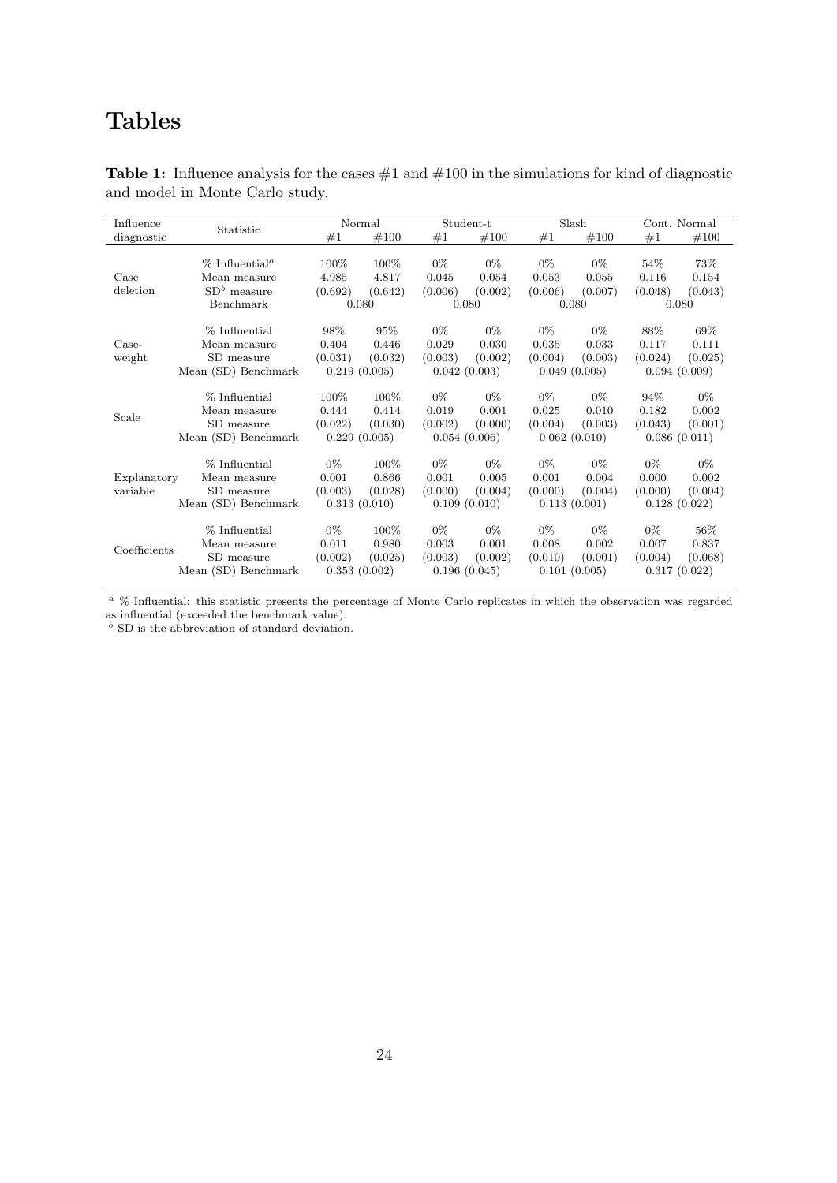# Tables

**Table 1:** Influence analysis for the cases #1 and #100 in the simulations for kind of diagnostic and model in Monte Carlo study.

| Influence diagnostic | Statistic | Normal #1 | Normal #100 | Student-t #1 | Student-t #100 | Slash #1 | Slash #100 | Cont. Normal #1 | Cont. Normal #100 |
|---|---|---|---|---|---|---|---|---|---|
| Case deletion | % Influential[a] | 100% | 100% | 0% | 0% | 0% | 0% | 54% | 73% |
| | Mean measure | 4.985 | 4.817 | 0.045 | 0.054 | 0.053 | 0.055 | 0.116 | 0.154 |
| | SD[b] measure | (0.692) | (0.642) | (0.006) | (0.002) | (0.006) | (0.007) | (0.048) | (0.043) |
| | Benchmark | 0.080 | | 0.080 | | 0.080 | | 0.080 | |
| Case-weight | % Influential | 98% | 95% | 0% | 0% | 0% | 0% | 88% | 69% |
| | Mean measure | 0.404 | 0.446 | 0.029 | 0.030 | 0.035 | 0.033 | 0.117 | 0.111 |
| | SD measure | (0.031) | (0.032) | (0.003) | (0.002) | (0.004) | (0.003) | (0.024) | (0.025) |
| | Mean (SD) Benchmark | 0.219 (0.005) | | 0.042 (0.003) | | 0.049 (0.005) | | 0.094 (0.009) | |
| Scale | % Influential | 100% | 100% | 0% | 0% | 0% | 0% | 94% | 0% |
| | Mean measure | 0.444 | 0.414 | 0.019 | 0.001 | 0.025 | 0.010 | 0.182 | 0.002 |
| | SD measure | (0.022) | (0.030) | (0.002) | (0.000) | (0.004) | (0.003) | (0.043) | (0.001) |
| | Mean (SD) Benchmark | 0.229 (0.005) | | 0.054 (0.006) | | 0.062 (0.010) | | 0.086 (0.011) | |
| Explanatory variable | % Influential | 0% | 100% | 0% | 0% | 0% | 0% | 0% | 0% |
| | Mean measure | 0.001 | 0.866 | 0.001 | 0.005 | 0.001 | 0.004 | 0.000 | 0.002 |
| | SD measure | (0.003) | (0.028) | (0.000) | (0.004) | (0.000) | (0.004) | (0.000) | (0.004) |
| | Mean (SD) Benchmark | 0.313 (0.010) | | 0.109 (0.010) | | 0.113 (0.001) | | 0.128 (0.022) | |
| Coefficients | % Influential | 0% | 100% | 0% | 0% | 0% | 0% | 0% | 56% |
| | Mean measure | 0.011 | 0.980 | 0.003 | 0.001 | 0.008 | 0.002 | 0.007 | 0.837 |
| | SD measure | (0.002) | (0.025) | (0.003) | (0.002) | (0.010) | (0.001) | (0.004) | (0.068) |
| | Mean (SD) Benchmark | 0.353 (0.002) | | 0.196 (0.045) | | 0.101 (0.005) | | 0.317 (0.022) | |

[a] % Influential: this statistic presents the percentage of Monte Carlo replicates in which the observation was regarded as influential (exceeded the benchmark value).
[b] SD is the abbreviation of standard deviation.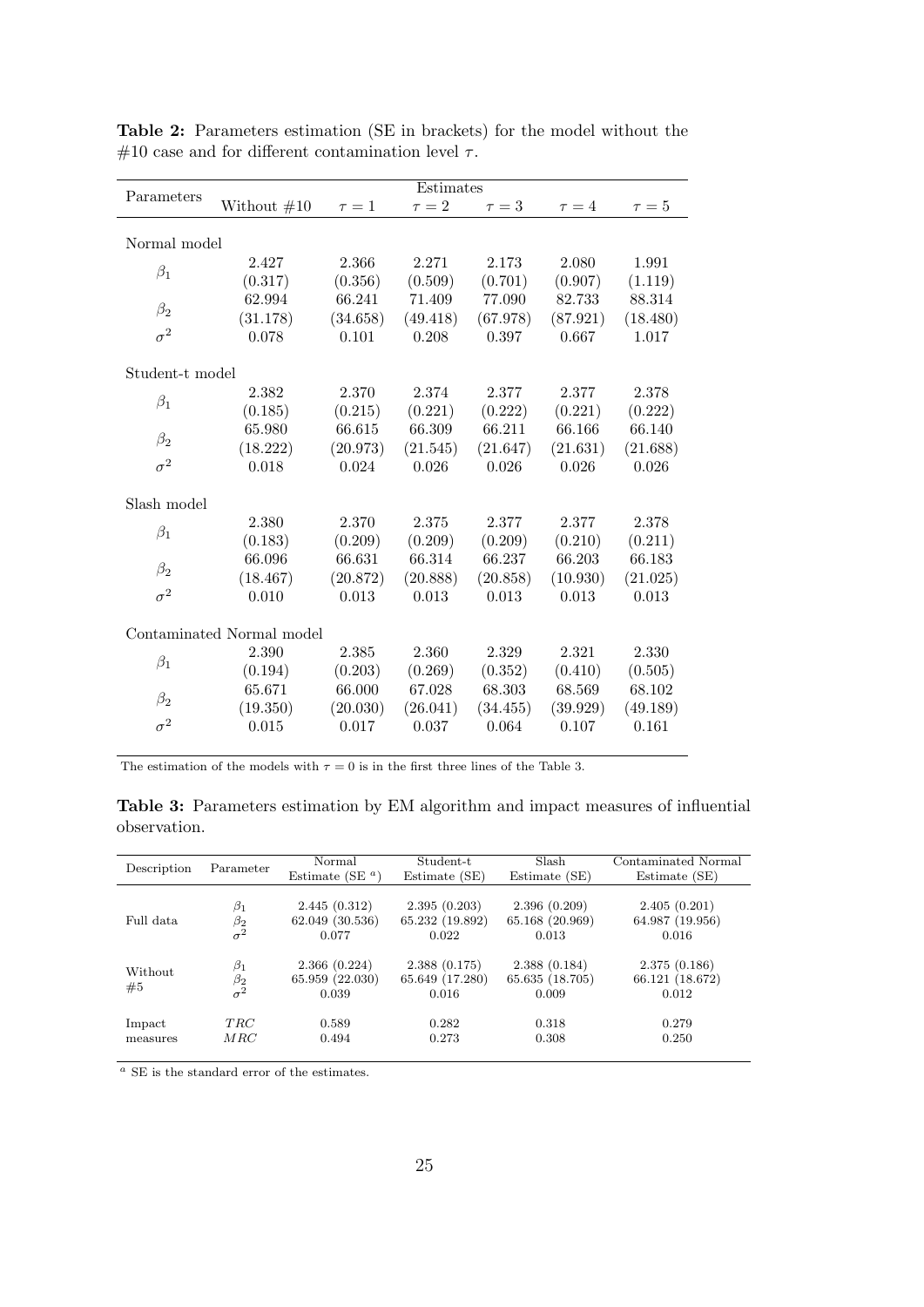**Table 2:** Parameters estimation (SE in brackets) for the model without the #10 case and for different contamination level $\tau$.

| Parameters | Estimates | | | | | |
|---|---|---|---|---|---|---|
| | Without #10 | $\tau = 1$ | $\tau = 2$ | $\tau = 3$ | $\tau = 4$ | $\tau = 5$ |
| Normal model | | | | | | |
| $\beta_1$ | 2.427 | 2.366 | 2.271 | 2.173 | 2.080 | 1.991 |
| | (0.317) | (0.356) | (0.509) | (0.701) | (0.907) | (1.119) |
| $\beta_2$ | 62.994 | 66.241 | 71.409 | 77.090 | 82.733 | 88.314 |
| | (31.178) | (34.658) | (49.418) | (67.978) | (87.921) | (18.480) |
| $\sigma^2$ | 0.078 | 0.101 | 0.208 | 0.397 | 0.667 | 1.017 |
| Student-t model | | | | | | |
| $\beta_1$ | 2.382 | 2.370 | 2.374 | 2.377 | 2.377 | 2.378 |
| | (0.185) | (0.215) | (0.221) | (0.222) | (0.221) | (0.222) |
| $\beta_2$ | 65.980 | 66.615 | 66.309 | 66.211 | 66.166 | 66.140 |
| | (18.222) | (20.973) | (21.545) | (21.647) | (21.631) | (21.688) |
| $\sigma^2$ | 0.018 | 0.024 | 0.026 | 0.026 | 0.026 | 0.026 |
| Slash model | | | | | | |
| $\beta_1$ | 2.380 | 2.370 | 2.375 | 2.377 | 2.377 | 2.378 |
| | (0.183) | (0.209) | (0.209) | (0.209) | (0.210) | (0.211) |
| $\beta_2$ | 66.096 | 66.631 | 66.314 | 66.237 | 66.203 | 66.183 |
| | (18.467) | (20.872) | (20.888) | (20.858) | (10.930) | (21.025) |
| $\sigma^2$ | 0.010 | 0.013 | 0.013 | 0.013 | 0.013 | 0.013 |
| Contaminated Normal model | | | | | | |
| $\beta_1$ | 2.390 | 2.385 | 2.360 | 2.329 | 2.321 | 2.330 |
| | (0.194) | (0.203) | (0.269) | (0.352) | (0.410) | (0.505) |
| $\beta_2$ | 65.671 | 66.000 | 67.028 | 68.303 | 68.569 | 68.102 |
| | (19.350) | (20.030) | (26.041) | (34.455) | (39.929) | (49.189) |
| $\sigma^2$ | 0.015 | 0.017 | 0.037 | 0.064 | 0.107 | 0.161 |

The estimation of the models with $\tau = 0$ is in the first three lines of the Table 3.

**Table 3:** Parameters estimation by EM algorithm and impact measures of influential observation.

| Description | Parameter | Normal Estimate (SE [a]) | Student-t Estimate (SE) | Slash Estimate (SE) | Contaminated Normal Estimate (SE) |
|---|---|---|---|---|---|
| Full data | $\beta_1$ | 2.445 (0.312) | 2.395 (0.203) | 2.396 (0.209) | 2.405 (0.201) |
| | $\beta_2$ | 62.049 (30.536) | 65.232 (19.892) | 65.168 (20.969) | 64.987 (19.956) |
| | $\sigma^2$ | 0.077 | 0.022 | 0.013 | 0.016 |
| Without #5 | $\beta_1$ | 2.366 (0.224) | 2.388 (0.175) | 2.388 (0.184) | 2.375 (0.186) |
| | $\beta_2$ | 65.959 (22.030) | 65.649 (17.280) | 65.635 (18.705) | 66.121 (18.672) |
| | $\sigma^2$ | 0.039 | 0.016 | 0.009 | 0.012 |
| Impact measures | $TRC$ | 0.589 | 0.282 | 0.318 | 0.279 |
| | $MRC$ | 0.494 | 0.273 | 0.308 | 0.250 |

[a] SE is the standard error of the estimates.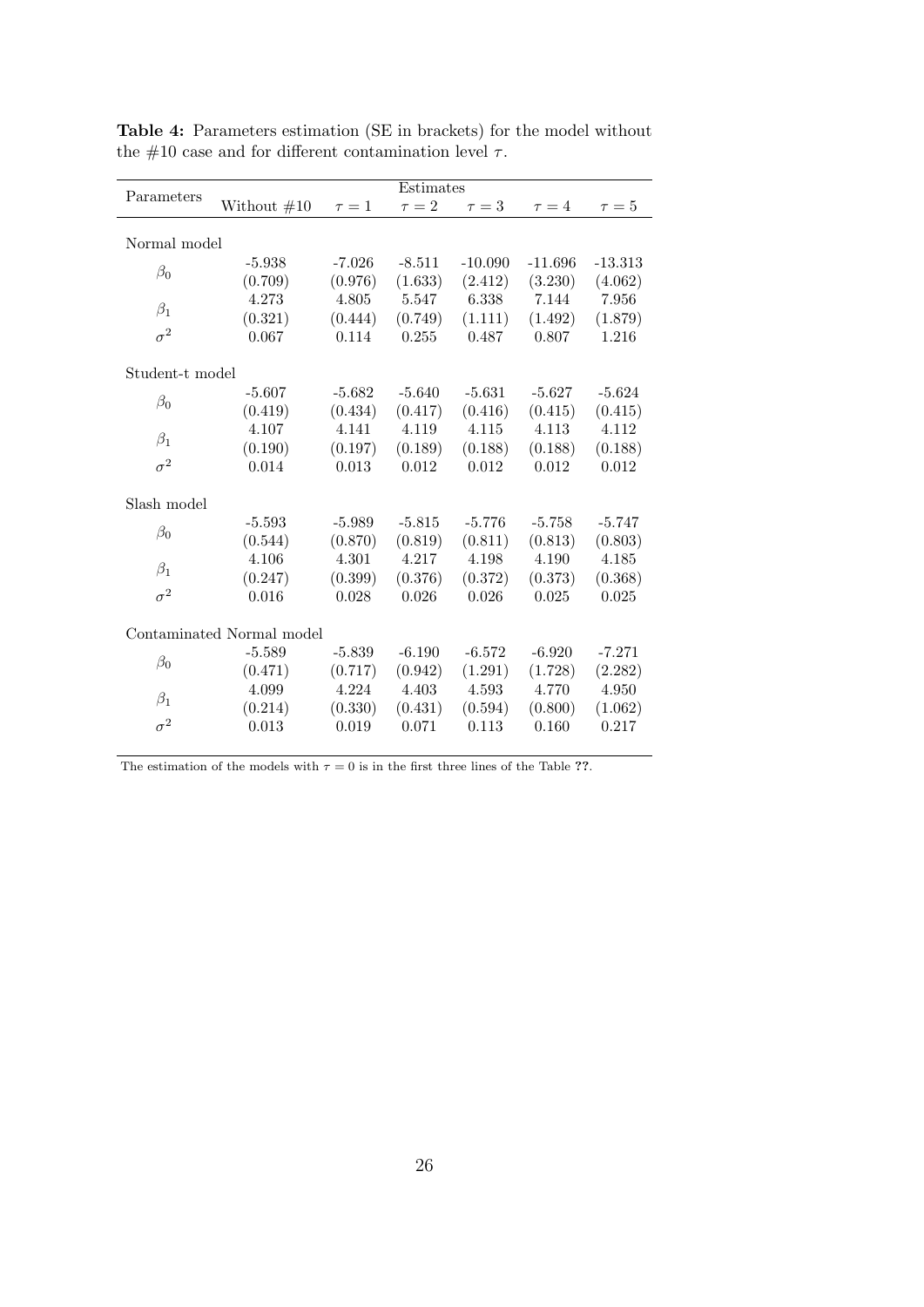**Table 4:** Parameters estimation (SE in brackets) for the model without the #10 case and for different contamination level $\tau$.

| Parameters | Estimates | | | | | |
|---|---|---|---|---|---|---|
| | Without #10 | $\tau = 1$ | $\tau = 2$ | $\tau = 3$ | $\tau = 4$ | $\tau = 5$ |
| Normal model | | | | | | |
| $\beta_0$ | -5.938 | -7.026 | -8.511 | -10.090 | -11.696 | -13.313 |
| | (0.709) | (0.976) | (1.633) | (2.412) | (3.230) | (4.062) |
| $\beta_1$ | 4.273 | 4.805 | 5.547 | 6.338 | 7.144 | 7.956 |
| | (0.321) | (0.444) | (0.749) | (1.111) | (1.492) | (1.879) |
| $\sigma^2$ | 0.067 | 0.114 | 0.255 | 0.487 | 0.807 | 1.216 |
| Student-t model | | | | | | |
| $\beta_0$ | -5.607 | -5.682 | -5.640 | -5.631 | -5.627 | -5.624 |
| | (0.419) | (0.434) | (0.417) | (0.416) | (0.415) | (0.415) |
| $\beta_1$ | 4.107 | 4.141 | 4.119 | 4.115 | 4.113 | 4.112 |
| | (0.190) | (0.197) | (0.189) | (0.188) | (0.188) | (0.188) |
| $\sigma^2$ | 0.014 | 0.013 | 0.012 | 0.012 | 0.012 | 0.012 |
| Slash model | | | | | | |
| $\beta_0$ | -5.593 | -5.989 | -5.815 | -5.776 | -5.758 | -5.747 |
| | (0.544) | (0.870) | (0.819) | (0.811) | (0.813) | (0.803) |
| $\beta_1$ | 4.106 | 4.301 | 4.217 | 4.198 | 4.190 | 4.185 |
| | (0.247) | (0.399) | (0.376) | (0.372) | (0.373) | (0.368) |
| $\sigma^2$ | 0.016 | 0.028 | 0.026 | 0.026 | 0.025 | 0.025 |
| Contaminated Normal model | | | | | | |
| $\beta_0$ | -5.589 | -5.839 | -6.190 | -6.572 | -6.920 | -7.271 |
| | (0.471) | (0.717) | (0.942) | (1.291) | (1.728) | (2.282) |
| $\beta_1$ | 4.099 | 4.224 | 4.403 | 4.593 | 4.770 | 4.950 |
| | (0.214) | (0.330) | (0.431) | (0.594) | (0.800) | (1.062) |
| $\sigma^2$ | 0.013 | 0.019 | 0.071 | 0.113 | 0.160 | 0.217 |

The estimation of the models with $\tau = 0$ is in the first three lines of the Table ??.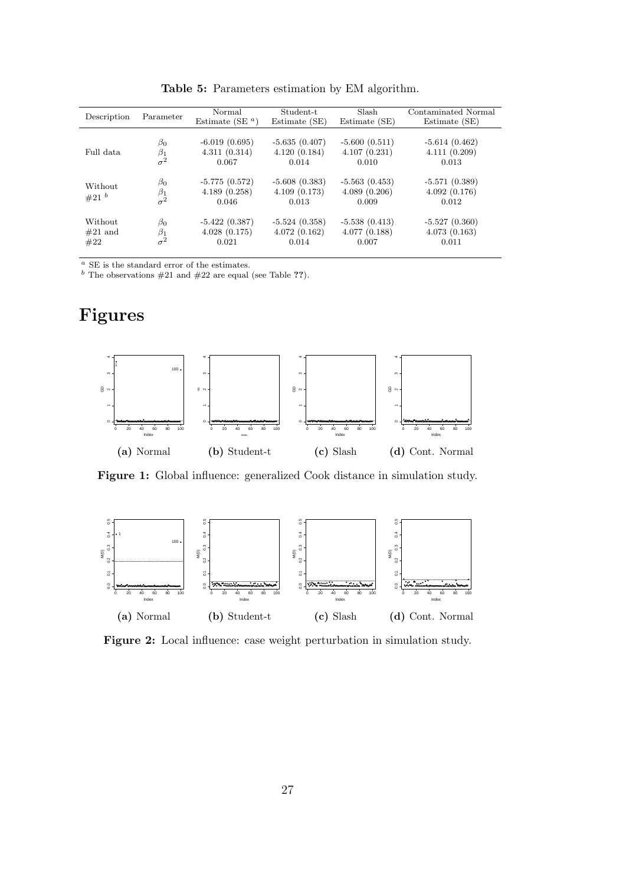**Table 5:** Parameters estimation by EM algorithm.

| Description | Parameter | Normal Estimate (SE [a]) | Student-t Estimate (SE) | Slash Estimate (SE) | Contaminated Normal Estimate (SE) |
|---|---|---|---|---|---|
| Full data | $\beta_0$ | -6.019 (0.695) | -5.635 (0.407) | -5.600 (0.511) | -5.614 (0.462) |
| | $\beta_1$ | 4.311 (0.314) | 4.120 (0.184) | 4.107 (0.231) | 4.111 (0.209) |
| | $\sigma^2$ | 0.067 | 0.014 | 0.010 | 0.013 |
| Without #21 [b] | $\beta_0$ | -5.775 (0.572) | -5.608 (0.383) | -5.563 (0.453) | -5.571 (0.389) |
| | $\beta_1$ | 4.189 (0.258) | 4.109 (0.173) | 4.089 (0.206) | 4.092 (0.176) |
| | $\sigma^2$ | 0.046 | 0.013 | 0.009 | 0.012 |
| Without #21 and #22 | $\beta_0$ | -5.422 (0.387) | -5.524 (0.358) | -5.538 (0.413) | -5.527 (0.360) |
| | $\beta_1$ | 4.028 (0.175) | 4.072 (0.162) | 4.077 (0.188) | 4.073 (0.163) |
| | $\sigma^2$ | 0.021 | 0.014 | 0.007 | 0.011 |

[a] SE is the standard error of the estimates.
[b] The observations #21 and #22 are equal (see Table ??).

# Figures

(a) Normal (b) Student-t (c) Slash (d) Cont. Normal

**Figure 1:** Global influence: generalized Cook distance in simulation study.

(a) Normal (b) Student-t (c) Slash (d) Cont. Normal

**Figure 2:** Local influence: case weight perturbation in simulation study.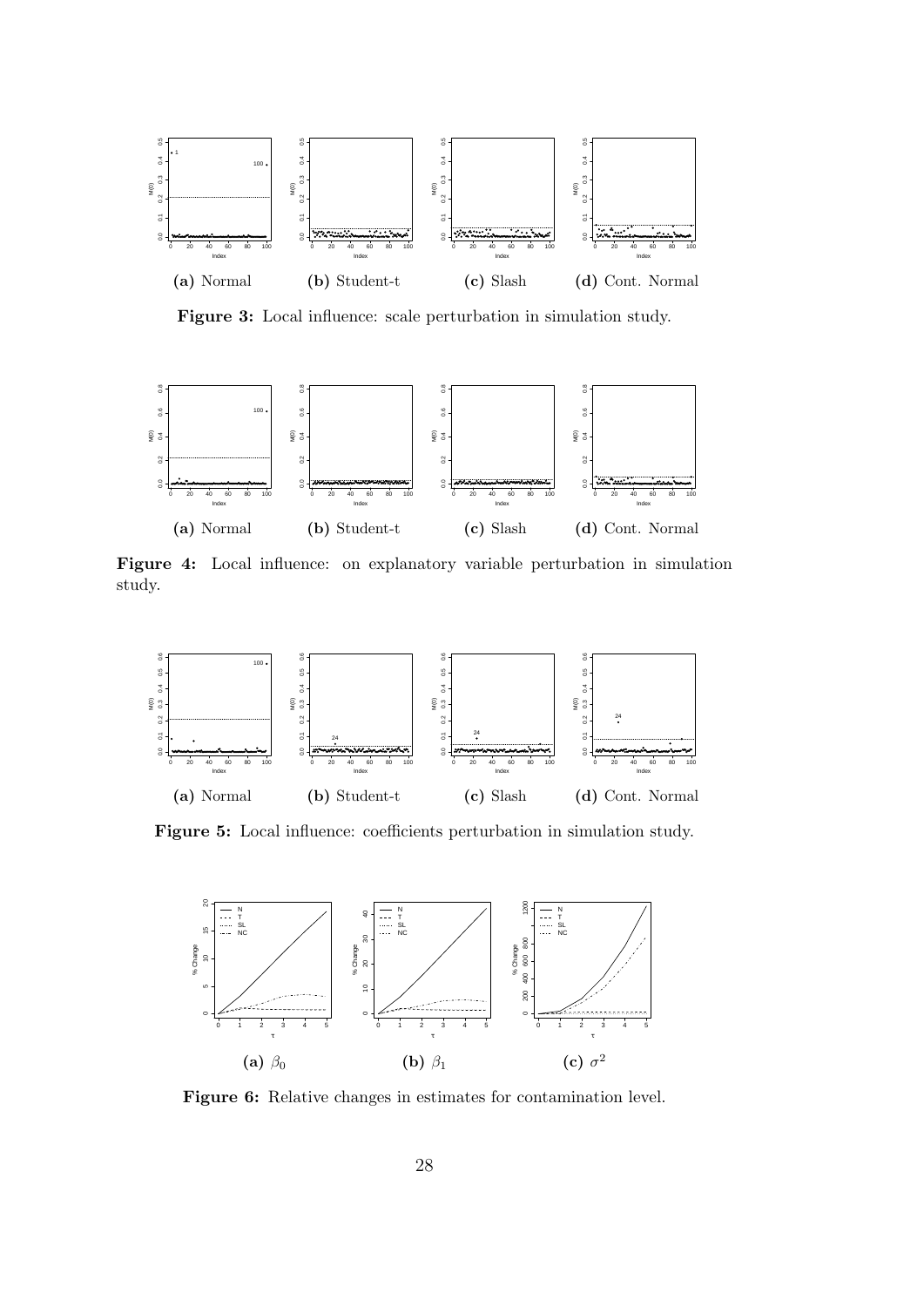**(a)** Normal **(b)** Student-t **(c)** Slash **(d)** Cont. Normal

**Figure 3:** Local influence: scale perturbation in simulation study.

**(a)** Normal **(b)** Student-t **(c)** Slash **(d)** Cont. Normal

**Figure 4:** Local influence: on explanatory variable perturbation in simulation study.

**(a)** Normal **(b)** Student-t **(c)** Slash **(d)** Cont. Normal

**Figure 5:** Local influence: coefficients perturbation in simulation study.

**(a)** $\beta_0$ **(b)** $\beta_1$ **(c)** $\sigma^2$

**Figure 6:** Relative changes in estimates for contamination level.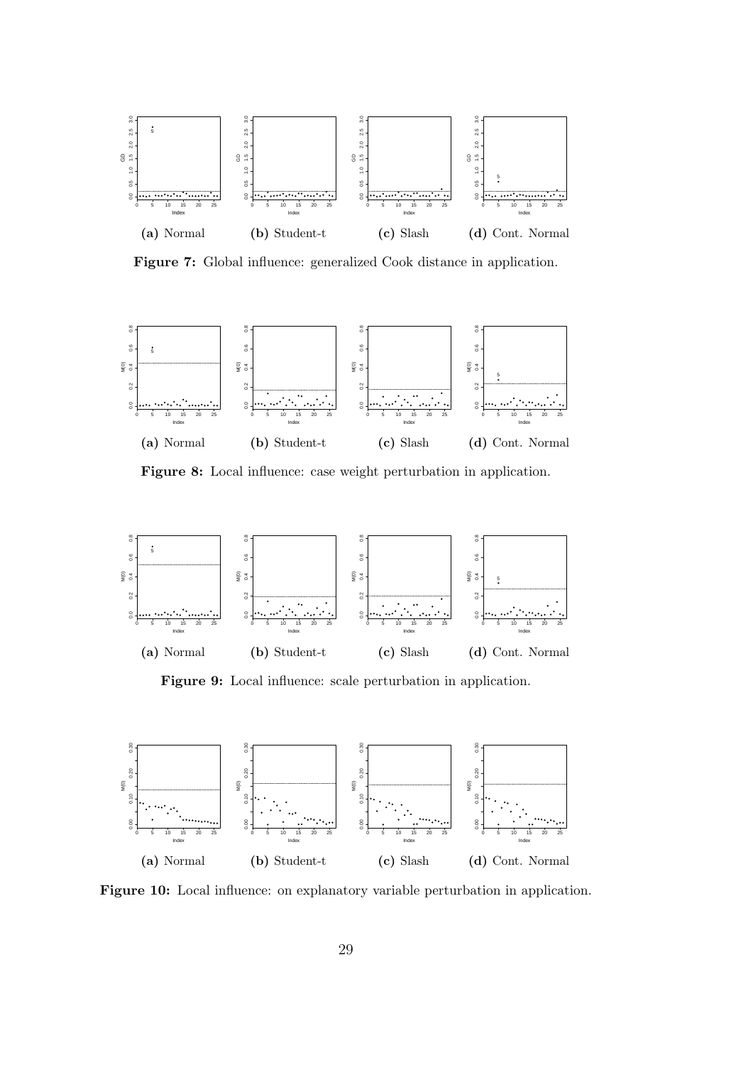(a) Normal (b) Student-t (c) Slash (d) Cont. Normal

**Figure 7:** Global influence: generalized Cook distance in application.

(a) Normal (b) Student-t (c) Slash (d) Cont. Normal

**Figure 8:** Local influence: case weight perturbation in application.

(a) Normal (b) Student-t (c) Slash (d) Cont. Normal

**Figure 9:** Local influence: scale perturbation in application.

(a) Normal (b) Student-t (c) Slash (d) Cont. Normal

**Figure 10:** Local influence: on explanatory variable perturbation in application.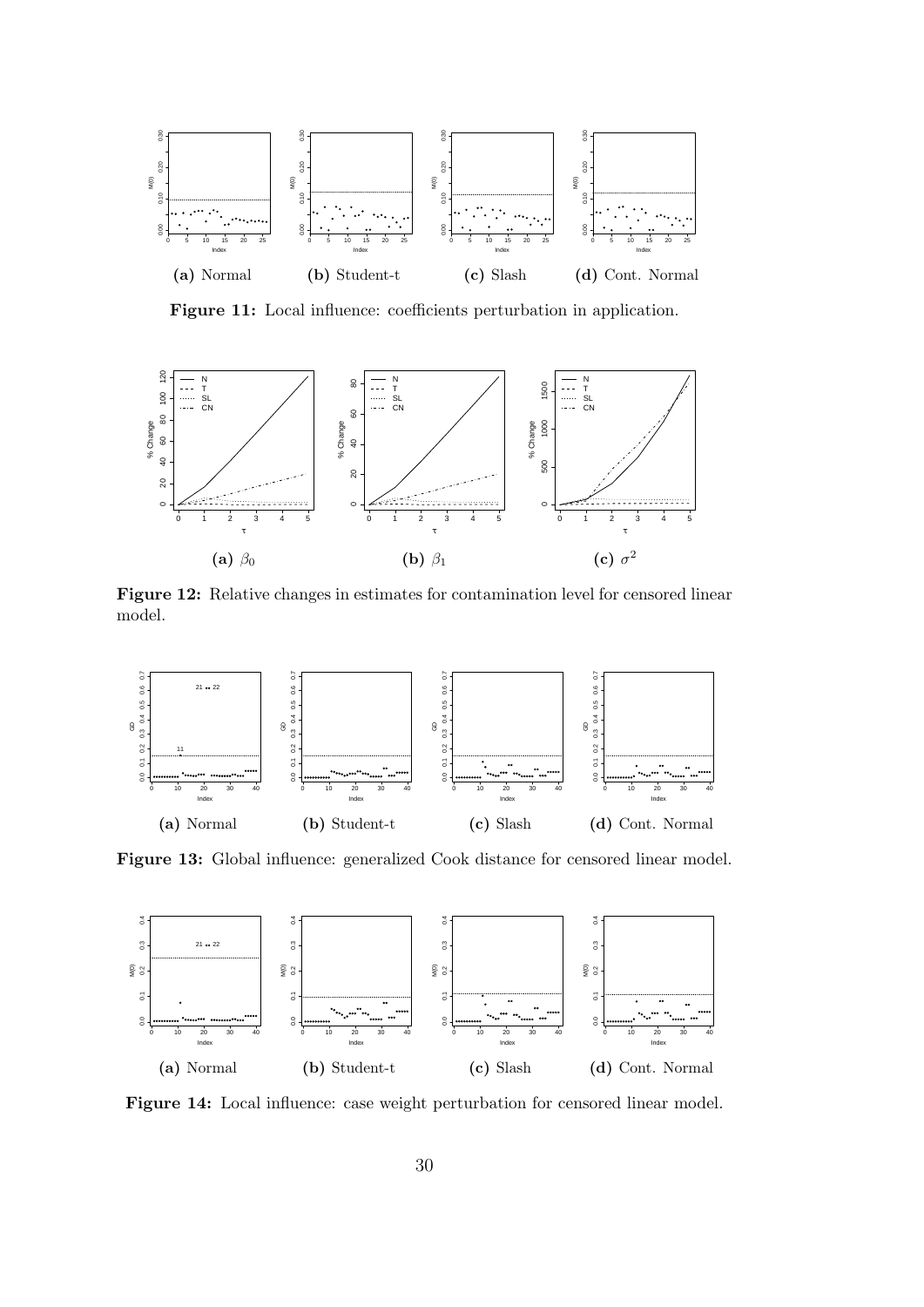(a) Normal (b) Student-t (c) Slash (d) Cont. Normal

**Figure 11:** Local influence: coefficients perturbation in application.

(a) $\beta_0$ (b) $\beta_1$ (c) $\sigma^2$

**Figure 12:** Relative changes in estimates for contamination level for censored linear model.

(a) Normal (b) Student-t (c) Slash (d) Cont. Normal

**Figure 13:** Global influence: generalized Cook distance for censored linear model.

(a) Normal (b) Student-t (c) Slash (d) Cont. Normal

**Figure 14:** Local influence: case weight perturbation for censored linear model.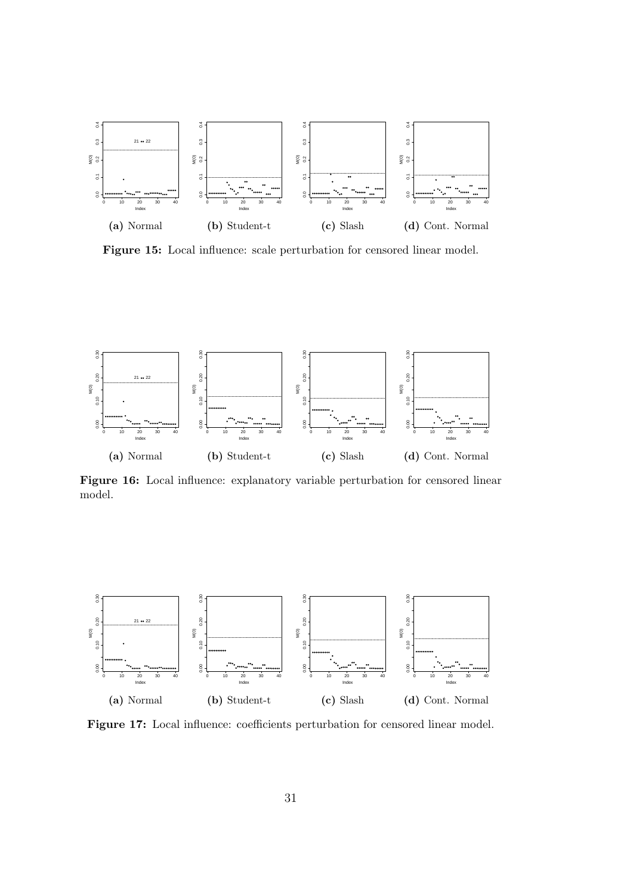M(0)

Index

21 •• 22

(a) Normal

(b) Student-t

(c) Slash

(d) Cont. Normal

**Figure 15:** Local influence: scale perturbation for censored linear model.

M(0)

Index

21 •• 22

(a) Normal

(b) Student-t

(c) Slash

(d) Cont. Normal

**Figure 16:** Local influence: explanatory variable perturbation for censored linear model.

M(0)

Index

21 •• 22

(a) Normal

(b) Student-t

(c) Slash

(d) Cont. Normal

**Figure 17:** Local influence: coefficients perturbation for censored linear model.